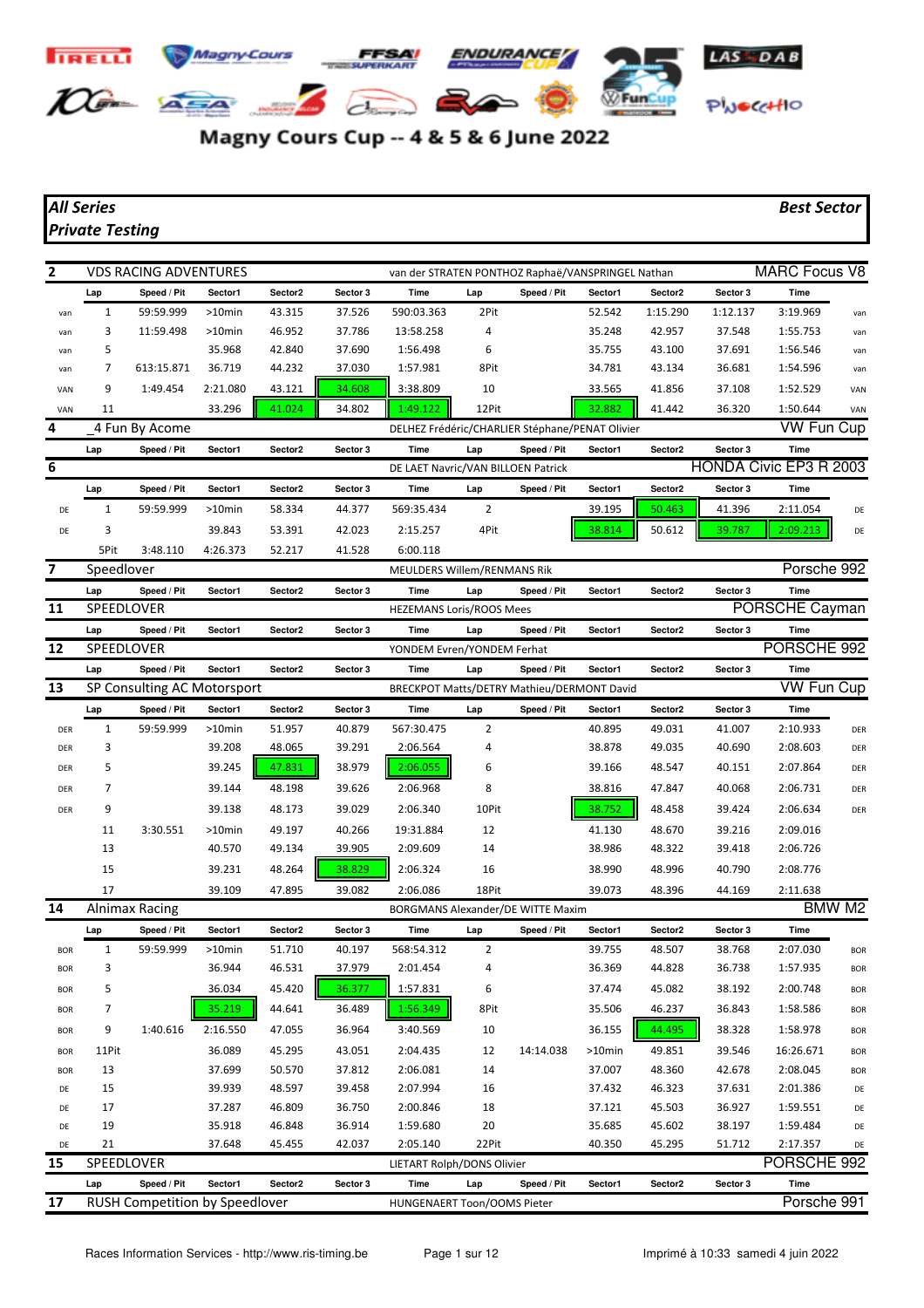# Magny Cours Cup -- 4 & 5 & 6 June 2022

***All Series***
***Private Testing***

***Best Sector***

## 2 VDS RACING ADVENTURES — van der STRATEN PONTHOZ Raphaë/VANSPRINGEL Nathan — MARC Focus V8

| | Lap | Speed / Pit | Sector1 | Sector2 | Sector 3 | Time | Lap | Speed / Pit | Sector1 | Sector2 | Sector 3 | Time | |
|---|---|---|---|---|---|---|---|---|---|---|---|---|---|
| van | 1 | 59:59.999 | >10min | 43.315 | 37.526 | 590:03.363 | 2Pit | | 52.542 | 1:15.290 | 1:12.137 | 3:19.969 | van |
| van | 3 | 11:59.498 | >10min | 46.952 | 37.786 | 13:58.258 | 4 | | 35.248 | 42.957 | 37.548 | 1:55.753 | van |
| van | 5 | | 35.968 | 42.840 | 37.690 | 1:56.498 | 6 | | 35.755 | 43.100 | 37.691 | 1:56.546 | van |
| van | 7 | 613:15.871 | 36.719 | 44.232 | 37.030 | 1:57.981 | 8Pit | | 34.781 | 43.134 | 36.681 | 1:54.596 | van |
| VAN | 9 | 1:49.454 | 2:21.080 | 43.121 | 34.608 | 3:38.809 | 10 | | 33.565 | 41.856 | 37.108 | 1:52.529 | VAN |
| VAN | 11 | | 33.296 | 41.024 | 34.802 | 1:49.122 | 12Pit | | 32.882 | 41.442 | 36.320 | 1:50.644 | VAN |

## 4 _4 Fun By Acome — DELHEZ Frédéric/CHARLIER Stéphane/PENAT Olivier — VW Fun Cup

| Lap | Speed / Pit | Sector1 | Sector2 | Sector 3 | Time | Lap | Speed / Pit | Sector1 | Sector2 | Sector 3 | Time |
|---|---|---|---|---|---|---|---|---|---|---|---|

## 6 — DE LAET Navric/VAN BILLOEN Patrick — HONDA Civic EP3 R 2003

| | Lap | Speed / Pit | Sector1 | Sector2 | Sector 3 | Time | Lap | Speed / Pit | Sector1 | Sector2 | Sector 3 | Time | |
|---|---|---|---|---|---|---|---|---|---|---|---|---|---|
| DE | 1 | 59:59.999 | >10min | 58.334 | 44.377 | 569:35.434 | 2 | | 39.195 | 50.463 | 41.396 | 2:11.054 | DE |
| DE | 3 | | 39.843 | 53.391 | 42.023 | 2:15.257 | 4Pit | | 38.814 | 50.612 | 39.787 | 2:09.213 | DE |
| | 5Pit | 3:48.110 | 4:26.373 | 52.217 | 41.528 | 6:00.118 | | | | | | | |

## 7 Speedlover — MEULDERS Willem/RENMANS Rik — Porsche 992

| Lap | Speed / Pit | Sector1 | Sector2 | Sector 3 | Time | Lap | Speed / Pit | Sector1 | Sector2 | Sector 3 | Time |
|---|---|---|---|---|---|---|---|---|---|---|---|

## 11 SPEEDLOVER — HEZEMANS Loris/ROOS Mees — PORSCHE Cayman

| Lap | Speed / Pit | Sector1 | Sector2 | Sector 3 | Time | Lap | Speed / Pit | Sector1 | Sector2 | Sector 3 | Time |
|---|---|---|---|---|---|---|---|---|---|---|---|

## 12 SPEEDLOVER — YONDEM Evren/YONDEM Ferhat — PORSCHE 992

| Lap | Speed / Pit | Sector1 | Sector2 | Sector 3 | Time | Lap | Speed / Pit | Sector1 | Sector2 | Sector 3 | Time |
|---|---|---|---|---|---|---|---|---|---|---|---|

## 13 SP Consulting AC Motorsport — BRECKPOT Matts/DETRY Mathieu/DERMONT David — VW Fun Cup

| | Lap | Speed / Pit | Sector1 | Sector2 | Sector 3 | Time | Lap | Speed / Pit | Sector1 | Sector2 | Sector 3 | Time | |
|---|---|---|---|---|---|---|---|---|---|---|---|---|---|
| DER | 1 | 59:59.999 | >10min | 51.957 | 40.879 | 567:30.475 | 2 | | 40.895 | 49.031 | 41.007 | 2:10.933 | DER |
| DER | 3 | | 39.208 | 48.065 | 39.291 | 2:06.564 | 4 | | 38.878 | 49.035 | 40.690 | 2:08.603 | DER |
| DER | 5 | | 39.245 | 47.831 | 38.979 | 2:06.055 | 6 | | 39.166 | 48.547 | 40.151 | 2:07.864 | DER |
| DER | 7 | | 39.144 | 48.198 | 39.626 | 2:06.968 | 8 | | 38.816 | 47.847 | 40.068 | 2:06.731 | DER |
| DER | 9 | | 39.138 | 48.173 | 39.029 | 2:06.340 | 10Pit | | 38.752 | 48.458 | 39.424 | 2:06.634 | DER |
| | 11 | 3:30.551 | >10min | 49.197 | 40.266 | 19:31.884 | 12 | | 41.130 | 48.670 | 39.216 | 2:09.016 | |
| | 13 | | 40.570 | 49.134 | 39.905 | 2:09.609 | 14 | | 38.986 | 48.322 | 39.418 | 2:06.726 | |
| | 15 | | 39.231 | 48.264 | 38.829 | 2:06.324 | 16 | | 38.990 | 48.996 | 40.790 | 2:08.776 | |
| | 17 | | 39.109 | 47.895 | 39.082 | 2:06.086 | 18Pit | | 39.073 | 48.396 | 44.169 | 2:11.638 | |

## 14 Alnimax Racing — BORGMANS Alexander/DE WITTE Maxim — BMW M2

| | Lap | Speed / Pit | Sector1 | Sector2 | Sector 3 | Time | Lap | Speed / Pit | Sector1 | Sector2 | Sector 3 | Time | |
|---|---|---|---|---|---|---|---|---|---|---|---|---|---|
| BOR | 1 | 59:59.999 | >10min | 51.710 | 40.197 | 568:54.312 | 2 | | 39.755 | 48.507 | 38.768 | 2:07.030 | BOR |
| BOR | 3 | | 36.944 | 46.531 | 37.979 | 2:01.454 | 4 | | 36.369 | 44.828 | 36.738 | 1:57.935 | BOR |
| BOR | 5 | | 36.034 | 45.420 | 36.377 | 1:57.831 | 6 | | 37.474 | 45.082 | 38.192 | 2:00.748 | BOR |
| BOR | 7 | | 35.219 | 44.641 | 36.489 | 1:56.349 | 8Pit | | 35.506 | 46.237 | 36.843 | 1:58.586 | BOR |
| BOR | 9 | 1:40.616 | 2:16.550 | 47.055 | 36.964 | 3:40.569 | 10 | | 36.155 | 44.495 | 38.328 | 1:58.978 | BOR |
| BOR | 11Pit | | 36.089 | 45.295 | 43.051 | 2:04.435 | 12 | 14:14.038 | >10min | 49.851 | 39.546 | 16:26.671 | BOR |
| BOR | 13 | | 37.699 | 50.570 | 37.812 | 2:06.081 | 14 | | 37.007 | 48.360 | 42.678 | 2:08.045 | BOR |
| DE | 15 | | 39.939 | 48.597 | 39.458 | 2:07.994 | 16 | | 37.432 | 46.323 | 37.631 | 2:01.386 | DE |
| DE | 17 | | 37.287 | 46.809 | 36.750 | 2:00.846 | 18 | | 37.121 | 45.503 | 36.927 | 1:59.551 | DE |
| DE | 19 | | 35.918 | 46.848 | 36.914 | 1:59.680 | 20 | | 35.685 | 45.602 | 38.197 | 1:59.484 | DE |
| DE | 21 | | 37.648 | 45.455 | 42.037 | 2:05.140 | 22Pit | | 40.350 | 45.295 | 51.712 | 2:17.357 | DE |

## 15 SPEEDLOVER — LIETART Rolph/DONS Olivier — PORSCHE 992

| Lap | Speed / Pit | Sector1 | Sector2 | Sector 3 | Time | Lap | Speed / Pit | Sector1 | Sector2 | Sector 3 | Time |
|---|---|---|---|---|---|---|---|---|---|---|---|

## 17 RUSH Competition by Speedlover — HUNGENAERT Toon/OOMS Pieter — Porsche 991

Races Information Services - http://www.ris-timing.be — Imprimé à 10:33 samedi 4 juin 2022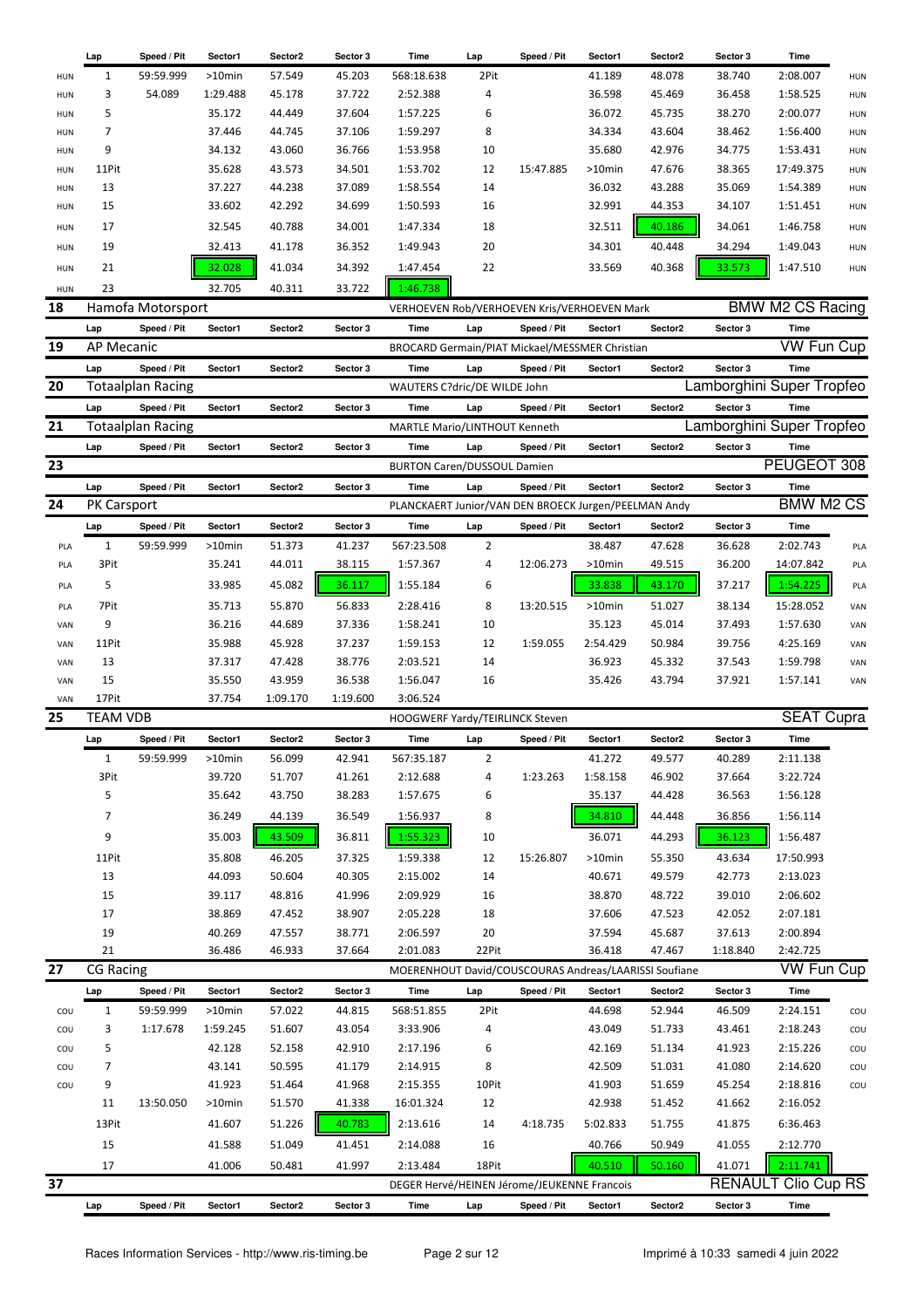| | Lap | Speed / Pit | Sector1 | Sector2 | Sector 3 | Time | Lap | Speed / Pit | Sector1 | Sector2 | Sector 3 | Time | |
|---|---|---|---|---|---|---|---|---|---|---|---|---|---|
| HUN | 1 | 59:59.999 | >10min | 57.549 | 45.203 | 568:18.638 | 2Pit | | 41.189 | 48.078 | 38.740 | 2:08.007 | HUN |
| HUN | 3 | 54.089 | 1:29.488 | 45.178 | 37.722 | 2:52.388 | 4 | | 36.598 | 45.469 | 36.458 | 1:58.525 | HUN |
| HUN | 5 | | 35.172 | 44.449 | 37.604 | 1:57.225 | 6 | | 36.072 | 45.735 | 38.270 | 2:00.077 | HUN |
| HUN | 7 | | 37.446 | 44.745 | 37.106 | 1:59.297 | 8 | | 34.334 | 43.604 | 38.462 | 1:56.400 | HUN |
| HUN | 9 | | 34.132 | 43.060 | 36.766 | 1:53.958 | 10 | | 35.680 | 42.976 | 34.775 | 1:53.431 | HUN |
| HUN | 11Pit | | 35.628 | 43.573 | 34.501 | 1:53.702 | 12 | 15:47.885 | >10min | 47.676 | 38.365 | 17:49.375 | HUN |
| HUN | 13 | | 37.227 | 44.238 | 37.089 | 1:58.554 | 14 | | 36.032 | 43.288 | 35.069 | 1:54.389 | HUN |
| HUN | 15 | | 33.602 | 42.292 | 34.699 | 1:50.593 | 16 | | 32.991 | 44.353 | 34.107 | 1:51.451 | HUN |
| HUN | 17 | | 32.545 | 40.788 | 34.001 | 1:47.334 | 18 | | 32.511 | 40.186 | 34.061 | 1:46.758 | HUN |
| HUN | 19 | | 32.413 | 41.178 | 36.352 | 1:49.943 | 20 | | 34.301 | 40.448 | 34.294 | 1:49.043 | HUN |
| HUN | 21 | | 32.028 | 41.034 | 34.392 | 1:47.454 | 22 | | 33.569 | 40.368 | 33.573 | 1:47.510 | HUN |
| HUN | 23 | | 32.705 | 40.311 | 33.722 | 1:46.738 | | | | | | | |

## 18 Hamofa Motorsport — VERHOEVEN Rob/VERHOEVEN Kris/VERHOEVEN Mark — BMW M2 CS Racing

| Lap | Speed / Pit | Sector1 | Sector2 | Sector 3 | Time | Lap | Speed / Pit | Sector1 | Sector2 | Sector 3 | Time |
|---|---|---|---|---|---|---|---|---|---|---|---|

## 19 AP Mecanic — BROCARD Germain/PIAT Mickael/MESSMER Christian — VW Fun Cup

| Lap | Speed / Pit | Sector1 | Sector2 | Sector 3 | Time | Lap | Speed / Pit | Sector1 | Sector2 | Sector 3 | Time |
|---|---|---|---|---|---|---|---|---|---|---|---|

## 20 Totaalplan Racing — WAUTERS C?dric/DE WILDE John — Lamborghini Super Tropfeo

| Lap | Speed / Pit | Sector1 | Sector2 | Sector 3 | Time | Lap | Speed / Pit | Sector1 | Sector2 | Sector 3 | Time |
|---|---|---|---|---|---|---|---|---|---|---|---|

## 21 Totaalplan Racing — MARTLE Mario/LINTHOUT Kenneth — Lamborghini Super Tropfeo

| Lap | Speed / Pit | Sector1 | Sector2 | Sector 3 | Time | Lap | Speed / Pit | Sector1 | Sector2 | Sector 3 | Time |
|---|---|---|---|---|---|---|---|---|---|---|---|

## 23 — BURTON Caren/DUSSOUL Damien — PEUGEOT 308

| Lap | Speed / Pit | Sector1 | Sector2 | Sector 3 | Time | Lap | Speed / Pit | Sector1 | Sector2 | Sector 3 | Time |
|---|---|---|---|---|---|---|---|---|---|---|---|

## 24 PK Carsport — PLANCKAERT Junior/VAN DEN BROECK Jurgen/PEELMAN Andy — BMW M2 CS

| | Lap | Speed / Pit | Sector1 | Sector2 | Sector 3 | Time | Lap | Speed / Pit | Sector1 | Sector2 | Sector 3 | Time | |
|---|---|---|---|---|---|---|---|---|---|---|---|---|---|
| PLA | 1 | 59:59.999 | >10min | 51.373 | 41.237 | 567:23.508 | 2 | | 38.487 | 47.628 | 36.628 | 2:02.743 | PLA |
| PLA | 3Pit | | 35.241 | 44.011 | 38.115 | 1:57.367 | 4 | 12:06.273 | >10min | 49.515 | 36.200 | 14:07.842 | PLA |
| PLA | 5 | | 33.985 | 45.082 | 36.117 | 1:55.184 | 6 | | 33.838 | 43.170 | 37.217 | 1:54.225 | PLA |
| PLA | 7Pit | | 35.713 | 55.870 | 56.833 | 2:28.416 | 8 | 13:20.515 | >10min | 51.027 | 38.134 | 15:28.052 | VAN |
| VAN | 9 | | 36.216 | 44.689 | 37.336 | 1:58.241 | 10 | | 35.123 | 45.014 | 37.493 | 1:57.630 | VAN |
| VAN | 11Pit | | 35.988 | 45.928 | 37.237 | 1:59.153 | 12 | 1:59.055 | 2:54.429 | 50.984 | 39.756 | 4:25.169 | VAN |
| VAN | 13 | | 37.317 | 47.428 | 38.776 | 2:03.521 | 14 | | 36.923 | 45.332 | 37.543 | 1:59.798 | VAN |
| VAN | 15 | | 35.550 | 43.959 | 36.538 | 1:56.047 | 16 | | 35.426 | 43.794 | 37.921 | 1:57.141 | VAN |
| VAN | 17Pit | | 37.754 | 1:09.170 | 1:19.600 | 3:06.524 | | | | | | | |

## 25 TEAM VDB — HOOGWERF Yardy/TEIRLINCK Steven — SEAT Cupra

| Lap | Speed / Pit | Sector1 | Sector2 | Sector 3 | Time | Lap | Speed / Pit | Sector1 | Sector2 | Sector 3 | Time |
|---|---|---|---|---|---|---|---|---|---|---|---|
| 1 | 59:59.999 | >10min | 56.099 | 42.941 | 567:35.187 | 2 | | 41.272 | 49.577 | 40.289 | 2:11.138 |
| 3Pit | | 39.720 | 51.707 | 41.261 | 2:12.688 | 4 | 1:23.263 | 1:58.158 | 46.902 | 37.664 | 3:22.724 |
| 5 | | 35.642 | 43.750 | 38.283 | 1:57.675 | 6 | | 35.137 | 44.428 | 36.563 | 1:56.128 |
| 7 | | 36.249 | 44.139 | 36.549 | 1:56.937 | 8 | | 34.810 | 44.448 | 36.856 | 1:56.114 |
| 9 | | 35.003 | 43.509 | 36.811 | 1:55.323 | 10 | | 36.071 | 44.293 | 36.123 | 1:56.487 |
| 11Pit | | 35.808 | 46.205 | 37.325 | 1:59.338 | 12 | 15:26.807 | >10min | 55.350 | 43.634 | 17:50.993 |
| 13 | | 44.093 | 50.604 | 40.305 | 2:15.002 | 14 | | 40.671 | 49.579 | 42.773 | 2:13.023 |
| 15 | | 39.117 | 48.816 | 41.996 | 2:09.929 | 16 | | 38.870 | 48.722 | 39.010 | 2:06.602 |
| 17 | | 38.869 | 47.452 | 38.907 | 2:05.228 | 18 | | 37.606 | 47.523 | 42.052 | 2:07.181 |
| 19 | | 40.269 | 47.557 | 38.771 | 2:06.597 | 20 | | 37.594 | 45.687 | 37.613 | 2:00.894 |
| 21 | | 36.486 | 46.933 | 37.664 | 2:01.083 | 22Pit | | 36.418 | 47.467 | 1:18.840 | 2:42.725 |

## 27 CG Racing — MOERENHOUT David/COUSCOURAS Andreas/LAARISSI Soufiane — VW Fun Cup

| | Lap | Speed / Pit | Sector1 | Sector2 | Sector 3 | Time | Lap | Speed / Pit | Sector1 | Sector2 | Sector 3 | Time | |
|---|---|---|---|---|---|---|---|---|---|---|---|---|---|
| COU | 1 | 59:59.999 | >10min | 57.022 | 44.815 | 568:51.855 | 2Pit | | 44.698 | 52.944 | 46.509 | 2:24.151 | COU |
| COU | 3 | 1:17.678 | 1:59.245 | 51.607 | 43.054 | 3:33.906 | 4 | | 43.049 | 51.733 | 43.461 | 2:18.243 | COU |
| COU | 5 | | 42.128 | 52.158 | 42.910 | 2:17.196 | 6 | | 42.169 | 51.134 | 41.923 | 2:15.226 | COU |
| COU | 7 | | 43.141 | 50.595 | 41.179 | 2:14.915 | 8 | | 42.509 | 51.031 | 41.080 | 2:14.620 | COU |
| COU | 9 | | 41.923 | 51.464 | 41.968 | 2:15.355 | 10Pit | | 41.903 | 51.659 | 45.254 | 2:18.816 | COU |
| | 11 | 13:50.050 | >10min | 51.570 | 41.338 | 16:01.324 | 12 | | 42.938 | 51.452 | 41.662 | 2:16.052 | |
| | 13Pit | | 41.607 | 51.226 | 40.783 | 2:13.616 | 14 | 4:18.735 | 5:02.833 | 51.755 | 41.875 | 6:36.463 | |
| | 15 | | 41.588 | 51.049 | 41.451 | 2:14.088 | 16 | | 40.766 | 50.949 | 41.055 | 2:12.770 | |
| | 17 | | 41.006 | 50.481 | 41.997 | 2:13.484 | 18Pit | | 40.510 | 50.160 | 41.071 | 2:11.741 | |

## 37 — DEGER Hervé/HEINEN Jérome/JEUKENNE Francois — RENAULT Clio Cup RS

| Lap | Speed / Pit | Sector1 | Sector2 | Sector 3 | Time | Lap | Speed / Pit | Sector1 | Sector2 | Sector 3 | Time |
|---|---|---|---|---|---|---|---|---|---|---|---|

Races Information Services - http://www.ris-timing.be — Imprimé à 10:33 samedi 4 juin 2022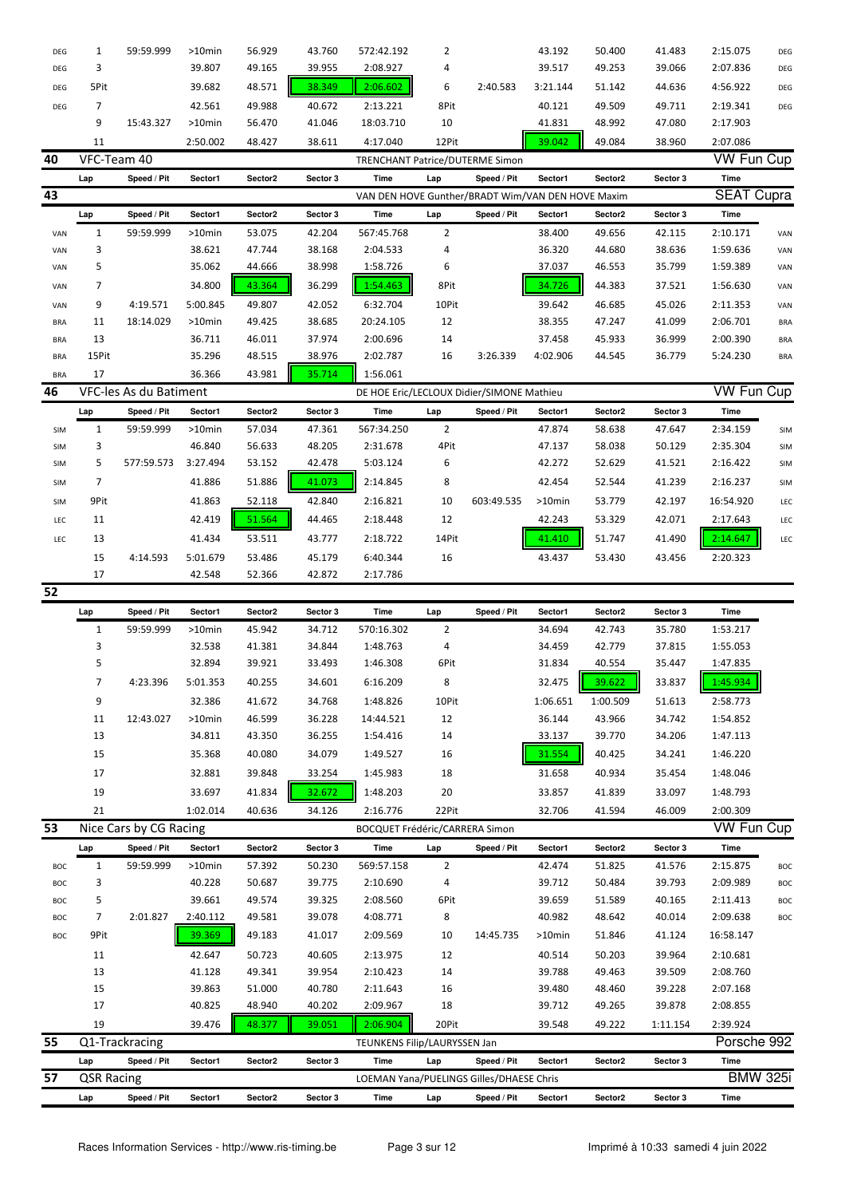| | Lap | Speed / Pit | Sector1 | Sector2 | Sector 3 | Time | Lap | Speed / Pit | Sector1 | Sector2 | Sector 3 | Time | |
|---|---|---|---|---|---|---|---|---|---|---|---|---|---|
| DEG | 1 | 59:59.999 | >10min | 56.929 | 43.760 | 572:42.192 | 2 | | 43.192 | 50.400 | 41.483 | 2:15.075 | DEG |
| DEG | 3 | | 39.807 | 49.165 | 39.955 | 2:08.927 | 4 | | 39.517 | 49.253 | 39.066 | 2:07.836 | DEG |
| DEG | 5Pit | | 39.682 | 48.571 | 38.349 | 2:06.602 | 6 | 2:40.583 | 3:21.144 | 51.142 | 44.636 | 4:56.922 | DEG |
| DEG | 7 | | 42.561 | 49.988 | 40.672 | 2:13.221 | 8Pit | | 40.121 | 49.509 | 49.711 | 2:19.341 | DEG |
| | 9 | 15:43.327 | >10min | 56.470 | 41.046 | 18:03.710 | 10 | | 41.831 | 48.992 | 47.080 | 2:17.903 | |
| | 11 | | 2:50.002 | 48.427 | 38.611 | 4:17.040 | 12Pit | | 39.042 | 49.084 | 38.960 | 2:07.086 | |

## 40 VFC-Team 40 — TRENCHANT Patrice/DUTERME Simon — VW Fun Cup

| Lap | Speed / Pit | Sector1 | Sector2 | Sector 3 | Time | Lap | Speed / Pit | Sector1 | Sector2 | Sector 3 | Time |
|---|---|---|---|---|---|---|---|---|---|---|---|

## 43 — VAN DEN HOVE Gunther/BRADT Wim/VAN DEN HOVE Maxim — SEAT Cupra

| | Lap | Speed / Pit | Sector1 | Sector2 | Sector 3 | Time | Lap | Speed / Pit | Sector1 | Sector2 | Sector 3 | Time | |
|---|---|---|---|---|---|---|---|---|---|---|---|---|---|
| VAN | 1 | 59:59.999 | >10min | 53.075 | 42.204 | 567:45.768 | 2 | | 38.400 | 49.656 | 42.115 | 2:10.171 | VAN |
| VAN | 3 | | 38.621 | 47.744 | 38.168 | 2:04.533 | 4 | | 36.320 | 44.680 | 38.636 | 1:59.636 | VAN |
| VAN | 5 | | 35.062 | 44.666 | 38.998 | 1:58.726 | 6 | | 37.037 | 46.553 | 35.799 | 1:59.389 | VAN |
| VAN | 7 | | 34.800 | 43.364 | 36.299 | 1:54.463 | 8Pit | | 34.726 | 44.383 | 37.521 | 1:56.630 | VAN |
| VAN | 9 | 4:19.571 | 5:00.845 | 49.807 | 42.052 | 6:32.704 | 10Pit | | 39.642 | 46.685 | 45.026 | 2:11.353 | VAN |
| BRA | 11 | 18:14.029 | >10min | 49.425 | 38.685 | 20:24.105 | 12 | | 38.355 | 47.247 | 41.099 | 2:06.701 | BRA |
| BRA | 13 | | 36.711 | 46.011 | 37.974 | 2:00.696 | 14 | | 37.458 | 45.933 | 36.999 | 2:00.390 | BRA |
| BRA | 15Pit | | 35.296 | 48.515 | 38.976 | 2:02.787 | 16 | 3:26.339 | 4:02.906 | 44.545 | 36.779 | 5:24.230 | BRA |
| BRA | 17 | | 36.366 | 43.981 | 35.714 | 1:56.061 | | | | | | | |

## 46 VFC-les As du Batiment — DE HOE Eric/LECLOUX Didier/SIMONE Mathieu — VW Fun Cup

| | Lap | Speed / Pit | Sector1 | Sector2 | Sector 3 | Time | Lap | Speed / Pit | Sector1 | Sector2 | Sector 3 | Time | |
|---|---|---|---|---|---|---|---|---|---|---|---|---|---|
| SIM | 1 | 59:59.999 | >10min | 57.034 | 47.361 | 567:34.250 | 2 | | 47.874 | 58.638 | 47.647 | 2:34.159 | SIM |
| SIM | 3 | | 46.840 | 56.633 | 48.205 | 2:31.678 | 4Pit | | 47.137 | 58.038 | 50.129 | 2:35.304 | SIM |
| SIM | 5 | 577:59.573 | 3:27.494 | 53.152 | 42.478 | 5:03.124 | 6 | | 42.272 | 52.629 | 41.521 | 2:16.422 | SIM |
| SIM | 7 | | 41.886 | 51.886 | 41.073 | 2:14.845 | 8 | | 42.454 | 52.544 | 41.239 | 2:16.237 | SIM |
| SIM | 9Pit | | 41.863 | 52.118 | 42.840 | 2:16.821 | 10 | 603:49.535 | >10min | 53.779 | 42.197 | 16:54.920 | LEC |
| LEC | 11 | | 42.419 | 51.564 | 44.465 | 2:18.448 | 12 | | 42.243 | 53.329 | 42.071 | 2:17.643 | LEC |
| LEC | 13 | | 41.434 | 53.511 | 43.777 | 2:18.722 | 14Pit | | 41.410 | 51.747 | 41.490 | 2:14.647 | LEC |
| | 15 | 4:14.593 | 5:01.679 | 53.486 | 45.179 | 6:40.344 | 16 | | 43.437 | 53.430 | 43.456 | 2:20.323 | |
| | 17 | | 42.548 | 52.366 | 42.872 | 2:17.786 | | | | | | | |

## 52

| Lap | Speed / Pit | Sector1 | Sector2 | Sector 3 | Time | Lap | Speed / Pit | Sector1 | Sector2 | Sector 3 | Time |
|---|---|---|---|---|---|---|---|---|---|---|---|
| 1 | 59:59.999 | >10min | 45.942 | 34.712 | 570:16.302 | 2 | | 34.694 | 42.743 | 35.780 | 1:53.217 |
| 3 | | 32.538 | 41.381 | 34.844 | 1:48.763 | 4 | | 34.459 | 42.779 | 37.815 | 1:55.053 |
| 5 | | 32.894 | 39.921 | 33.493 | 1:46.308 | 6Pit | | 31.834 | 40.554 | 35.447 | 1:47.835 |
| 7 | 4:23.396 | 5:01.353 | 40.255 | 34.601 | 6:16.209 | 8 | | 32.475 | 39.622 | 33.837 | 1:45.934 |
| 9 | | 32.386 | 41.672 | 34.768 | 1:48.826 | 10Pit | | 1:06.651 | 1:00.509 | 51.613 | 2:58.773 |
| 11 | 12:43.027 | >10min | 46.599 | 36.228 | 14:44.521 | 12 | | 36.144 | 43.966 | 34.742 | 1:54.852 |
| 13 | | 34.811 | 43.350 | 36.255 | 1:54.416 | 14 | | 33.137 | 39.770 | 34.206 | 1:47.113 |
| 15 | | 35.368 | 40.080 | 34.079 | 1:49.527 | 16 | | 31.554 | 40.425 | 34.241 | 1:46.220 |
| 17 | | 32.881 | 39.848 | 33.254 | 1:45.983 | 18 | | 31.658 | 40.934 | 35.454 | 1:48.046 |
| 19 | | 33.697 | 41.834 | 32.672 | 1:48.203 | 20 | | 33.857 | 41.839 | 33.097 | 1:48.793 |
| 21 | | 1:02.014 | 40.636 | 34.126 | 2:16.776 | 22Pit | | 32.706 | 41.594 | 46.009 | 2:00.309 |

## 53 Nice Cars by CG Racing — BOCQUET Frédéric/CARRERA Simon — VW Fun Cup

| | Lap | Speed / Pit | Sector1 | Sector2 | Sector 3 | Time | Lap | Speed / Pit | Sector1 | Sector2 | Sector 3 | Time |
|---|---|---|---|---|---|---|---|---|---|---|---|---|
| BOC | 1 | 59:59.999 | >10min | 57.392 | 50.230 | 569:57.158 | 2 | | 42.474 | 51.825 | 41.576 | 2:15.875 |
| BOC | 3 | | 40.228 | 50.687 | 39.775 | 2:10.690 | 4 | | 39.712 | 50.484 | 39.793 | 2:09.989 |
| BOC | 5 | | 39.661 | 49.574 | 39.325 | 2:08.560 | 6Pit | | 39.659 | 51.589 | 40.165 | 2:11.413 |
| BOC | 7 | 2:01.827 | 2:40.112 | 49.581 | 39.078 | 4:08.771 | 8 | | 40.982 | 48.642 | 40.014 | 2:09.638 |
| BOC | 9Pit | | 39.369 | 49.183 | 41.017 | 2:09.569 | 10 | 14:45.735 | >10min | 51.846 | 41.124 | 16:58.147 |
| | 11 | | 42.647 | 50.723 | 40.605 | 2:13.975 | 12 | | 40.514 | 50.203 | 39.964 | 2:10.681 |
| | 13 | | 41.128 | 49.341 | 39.954 | 2:10.423 | 14 | | 39.788 | 49.463 | 39.509 | 2:08.760 |
| | 15 | | 39.863 | 51.000 | 40.780 | 2:11.643 | 16 | | 39.480 | 48.460 | 39.228 | 2:07.168 |
| | 17 | | 40.825 | 48.940 | 40.202 | 2:09.967 | 18 | | 39.712 | 49.265 | 39.878 | 2:08.855 |
| | 19 | | 39.476 | 48.377 | 39.051 | 2:06.904 | 20Pit | | 39.548 | 49.222 | 1:11.154 | 2:39.924 |

## 55 Q1-Trackracing — TEUNKENS Filip/LAURYSSEN Jan — Porsche 992

| Lap | Speed / Pit | Sector1 | Sector2 | Sector 3 | Time | Lap | Speed / Pit | Sector1 | Sector2 | Sector 3 | Time |
|---|---|---|---|---|---|---|---|---|---|---|---|

## 57 QSR Racing — LOEMAN Yana/PUELINGS Gilles/DHAESE Chris — BMW 325i

| Lap | Speed / Pit | Sector1 | Sector2 | Sector 3 | Time | Lap | Speed / Pit | Sector1 | Sector2 | Sector 3 | Time |
|---|---|---|---|---|---|---|---|---|---|---|---|

Races Information Services - http://www.ris-timing.be — Imprimé à 10:33 samedi 4 juin 2022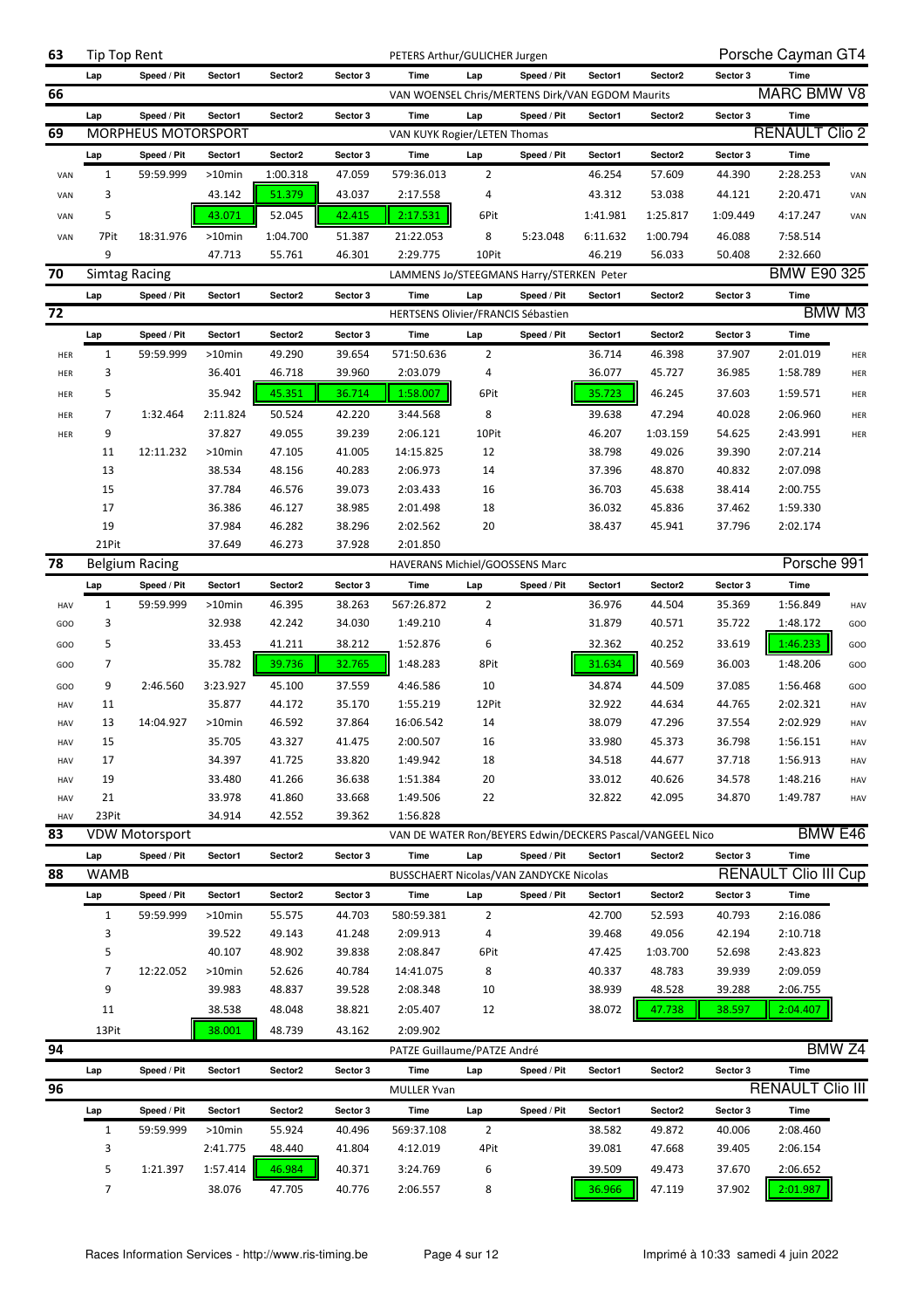## 63 Tip Top Rent — PETERS Arthur/GULICHER Jurgen — Porsche Cayman GT4

| Lap | Speed / Pit | Sector1 | Sector2 | Sector 3 | Time | Lap | Speed / Pit | Sector1 | Sector2 | Sector 3 | Time |
|---|---|---|---|---|---|---|---|---|---|---|---|

## 66 — VAN WOENSEL Chris/MERTENS Dirk/VAN EGDOM Maurits — MARC BMW V8

| Lap | Speed / Pit | Sector1 | Sector2 | Sector 3 | Time | Lap | Speed / Pit | Sector1 | Sector2 | Sector 3 | Time |
|---|---|---|---|---|---|---|---|---|---|---|---|

## 69 MORPHEUS MOTORSPORT — VAN KUYK Rogier/LETEN Thomas — RENAULT Clio 2

| | Lap | Speed / Pit | Sector1 | Sector2 | Sector 3 | Time | Lap | Speed / Pit | Sector1 | Sector2 | Sector 3 | Time | |
|---|---|---|---|---|---|---|---|---|---|---|---|---|---|
| VAN | 1 | 59:59.999 | >10min | 1:00.318 | 47.059 | 579:36.013 | 2 | | 46.254 | 57.609 | 44.390 | 2:28.253 | VAN |
| VAN | 3 | | 43.142 | 51.379 | 43.037 | 2:17.558 | 4 | | 43.312 | 53.038 | 44.121 | 2:20.471 | VAN |
| VAN | 5 | | 43.071 | 52.045 | 42.415 | 2:17.531 | 6Pit | | 1:41.981 | 1:25.817 | 1:09.449 | 4:17.247 | VAN |
| VAN | 7Pit | 18:31.976 | >10min | 1:04.700 | 51.387 | 21:22.053 | 8 | 5:23.048 | 6:11.632 | 1:00.794 | 46.088 | 7:58.514 | |
| | 9 | | 47.713 | 55.761 | 46.301 | 2:29.775 | 10Pit | | 46.219 | 56.033 | 50.408 | 2:32.660 | |

## 70 Simtag Racing — LAMMENS Jo/STEEGMANS Harry/STERKEN Peter — BMW E90 325

| Lap | Speed / Pit | Sector1 | Sector2 | Sector 3 | Time | Lap | Speed / Pit | Sector1 | Sector2 | Sector 3 | Time |
|---|---|---|---|---|---|---|---|---|---|---|---|

## 72 — HERTSENS Olivier/FRANCIS Sébastien — BMW M3

| | Lap | Speed / Pit | Sector1 | Sector2 | Sector 3 | Time | Lap | Speed / Pit | Sector1 | Sector2 | Sector 3 | Time | |
|---|---|---|---|---|---|---|---|---|---|---|---|---|---|
| HER | 1 | 59:59.999 | >10min | 49.290 | 39.654 | 571:50.636 | 2 | | 36.714 | 46.398 | 37.907 | 2:01.019 | HER |
| HER | 3 | | 36.401 | 46.718 | 39.960 | 2:03.079 | 4 | | 36.077 | 45.727 | 36.985 | 1:58.789 | HER |
| HER | 5 | | 35.942 | 45.351 | 36.714 | 1:58.007 | 6Pit | | 35.723 | 46.245 | 37.603 | 1:59.571 | HER |
| HER | 7 | 1:32.464 | 2:11.824 | 50.524 | 42.220 | 3:44.568 | 8 | | 39.638 | 47.294 | 40.028 | 2:06.960 | HER |
| HER | 9 | | 37.827 | 49.055 | 39.239 | 2:06.121 | 10Pit | | 46.207 | 1:03.159 | 54.625 | 2:43.991 | HER |
| | 11 | 12:11.232 | >10min | 47.105 | 41.005 | 14:15.825 | 12 | | 38.798 | 49.026 | 39.390 | 2:07.214 | |
| | 13 | | 38.534 | 48.156 | 40.283 | 2:06.973 | 14 | | 37.396 | 48.870 | 40.832 | 2:07.098 | |
| | 15 | | 37.784 | 46.576 | 39.073 | 2:03.433 | 16 | | 36.703 | 45.638 | 38.414 | 2:00.755 | |
| | 17 | | 36.386 | 46.127 | 38.985 | 2:01.498 | 18 | | 36.032 | 45.836 | 37.462 | 1:59.330 | |
| | 19 | | 37.984 | 46.282 | 38.296 | 2:02.562 | 20 | | 38.437 | 45.941 | 37.796 | 2:02.174 | |
| | 21Pit | | 37.649 | 46.273 | 37.928 | 2:01.850 | | | | | | | |

## 78 Belgium Racing — HAVERANS Michiel/GOOSSENS Marc — Porsche 991

| | Lap | Speed / Pit | Sector1 | Sector2 | Sector 3 | Time | Lap | Speed / Pit | Sector1 | Sector2 | Sector 3 | Time | |
|---|---|---|---|---|---|---|---|---|---|---|---|---|---|
| HAV | 1 | 59:59.999 | >10min | 46.395 | 38.263 | 567:26.872 | 2 | | 36.976 | 44.504 | 35.369 | 1:56.849 | HAV |
| GOO | 3 | | 32.938 | 42.242 | 34.030 | 1:49.210 | 4 | | 31.879 | 40.571 | 35.722 | 1:48.172 | GOO |
| GOO | 5 | | 33.453 | 41.211 | 38.212 | 1:52.876 | 6 | | 32.362 | 40.252 | 33.619 | 1:46.233 | GOO |
| GOO | 7 | | 35.782 | 39.736 | 32.765 | 1:48.283 | 8Pit | | 31.634 | 40.569 | 36.003 | 1:48.206 | GOO |
| GOO | 9 | 2:46.560 | 3:23.927 | 45.100 | 37.559 | 4:46.586 | 10 | | 34.874 | 44.509 | 37.085 | 1:56.468 | GOO |
| HAV | 11 | | 35.877 | 44.172 | 35.170 | 1:55.219 | 12Pit | | 32.922 | 44.634 | 44.765 | 2:02.321 | HAV |
| HAV | 13 | 14:04.927 | >10min | 46.592 | 37.864 | 16:06.542 | 14 | | 38.079 | 47.296 | 37.554 | 2:02.929 | HAV |
| HAV | 15 | | 35.705 | 43.327 | 41.475 | 2:00.507 | 16 | | 33.980 | 45.373 | 36.798 | 1:56.151 | HAV |
| HAV | 17 | | 34.397 | 41.725 | 33.820 | 1:49.942 | 18 | | 34.518 | 44.677 | 37.718 | 1:56.913 | HAV |
| HAV | 19 | | 33.480 | 41.266 | 36.638 | 1:51.384 | 20 | | 33.012 | 40.626 | 34.578 | 1:48.216 | HAV |
| HAV | 21 | | 33.978 | 41.860 | 33.668 | 1:49.506 | 22 | | 32.822 | 42.095 | 34.870 | 1:49.787 | HAV |
| HAV | 23Pit | | 34.914 | 42.552 | 39.362 | 1:56.828 | | | | | | | |

## 83 VDW Motorsport — VAN DE WATER Ron/BEYERS Edwin/DECKERS Pascal/VANGEEL Nico — BMW E46

| Lap | Speed / Pit | Sector1 | Sector2 | Sector 3 | Time | Lap | Speed / Pit | Sector1 | Sector2 | Sector 3 | Time |
|---|---|---|---|---|---|---|---|---|---|---|---|

## 88 WAMB — BUSSCHAERT Nicolas/VAN ZANDYCKE Nicolas — RENAULT Clio III Cup

| Lap | Speed / Pit | Sector1 | Sector2 | Sector 3 | Time | Lap | Speed / Pit | Sector1 | Sector2 | Sector 3 | Time |
|---|---|---|---|---|---|---|---|---|---|---|---|
| 1 | 59:59.999 | >10min | 55.575 | 44.703 | 580:59.381 | 2 | | 42.700 | 52.593 | 40.793 | 2:16.086 |
| 3 | | 39.522 | 49.143 | 41.248 | 2:09.913 | 4 | | 39.468 | 49.056 | 42.194 | 2:10.718 |
| 5 | | 40.107 | 48.902 | 39.838 | 2:08.847 | 6Pit | | 47.425 | 1:03.700 | 52.698 | 2:43.823 |
| 7 | 12:22.052 | >10min | 52.626 | 40.784 | 14:41.075 | 8 | | 40.337 | 48.783 | 39.939 | 2:09.059 |
| 9 | | 39.983 | 48.837 | 39.528 | 2:08.348 | 10 | | 38.939 | 48.528 | 39.288 | 2:06.755 |
| 11 | | 38.538 | 48.048 | 38.821 | 2:05.407 | 12 | | 38.072 | 47.738 | 38.597 | 2:04.407 |
| 13Pit | | 38.001 | 48.739 | 43.162 | 2:09.902 | | | | | | |

## 94 — PATZE Guillaume/PATZE André — BMW Z4

| Lap | Speed / Pit | Sector1 | Sector2 | Sector 3 | Time | Lap | Speed / Pit | Sector1 | Sector2 | Sector 3 | Time |
|---|---|---|---|---|---|---|---|---|---|---|---|

## 96 — MULLER Yvan — RENAULT Clio III

| Lap | Speed / Pit | Sector1 | Sector2 | Sector 3 | Time | Lap | Speed / Pit | Sector1 | Sector2 | Sector 3 | Time |
|---|---|---|---|---|---|---|---|---|---|---|---|
| 1 | 59:59.999 | >10min | 55.924 | 40.496 | 569:37.108 | 2 | | 38.582 | 49.872 | 40.006 | 2:08.460 |
| 3 | | 2:41.775 | 48.440 | 41.804 | 4:12.019 | 4Pit | | 39.081 | 47.668 | 39.405 | 2:06.154 |
| 5 | 1:21.397 | 1:57.414 | 46.984 | 40.371 | 3:24.769 | 6 | | 39.509 | 49.473 | 37.670 | 2:06.652 |
| 7 | | 38.076 | 47.705 | 40.776 | 2:06.557 | 8 | | 36.966 | 47.119 | 37.902 | 2:01.987 |

Races Information Services - http://www.ris-timing.be — Imprimé à 10:33 samedi 4 juin 2022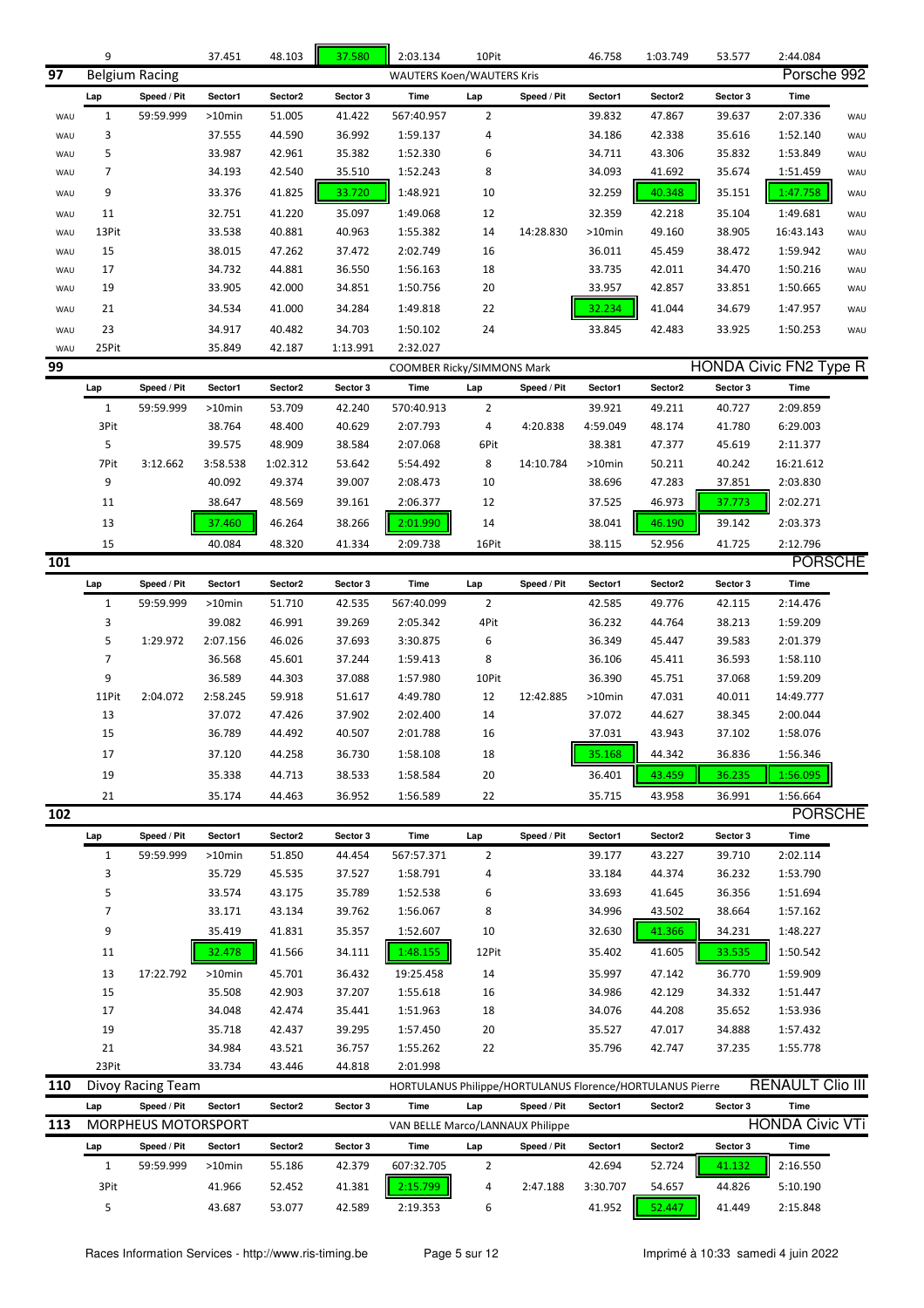| 9 | | 37.451 | 48.103 | 37.580 | 2:03.134 | 10Pit | | 46.758 | 1:03.749 | 53.577 | 2:44.084 |
|---|---|---|---|---|---|---|---|---|---|---|---|

## 97 Belgium Racing — WAUTERS Koen/WAUTERS Kris — Porsche 992

| | Lap | Speed / Pit | Sector1 | Sector2 | Sector 3 | Time | Lap | Speed / Pit | Sector1 | Sector2 | Sector 3 | Time | |
|---|---|---|---|---|---|---|---|---|---|---|---|---|---|
| WAU | 1 | 59:59.999 | >10min | 51.005 | 41.422 | 567:40.957 | 2 | | 39.832 | 47.867 | 39.637 | 2:07.336 | WAU |
| WAU | 3 | | 37.555 | 44.590 | 36.992 | 1:59.137 | 4 | | 34.186 | 42.338 | 35.616 | 1:52.140 | WAU |
| WAU | 5 | | 33.987 | 42.961 | 35.382 | 1:52.330 | 6 | | 34.711 | 43.306 | 35.832 | 1:53.849 | WAU |
| WAU | 7 | | 34.193 | 42.540 | 35.510 | 1:52.243 | 8 | | 34.093 | 41.692 | 35.674 | 1:51.459 | WAU |
| WAU | 9 | | 33.376 | 41.825 | 33.720 | 1:48.921 | 10 | | 32.259 | 40.348 | 35.151 | 1:47.758 | WAU |
| WAU | 11 | | 32.751 | 41.220 | 35.097 | 1:49.068 | 12 | | 32.359 | 42.218 | 35.104 | 1:49.681 | WAU |
| WAU | 13Pit | | 33.538 | 40.881 | 40.963 | 1:55.382 | 14 | 14:28.830 | >10min | 49.160 | 38.905 | 16:43.143 | WAU |
| WAU | 15 | | 38.015 | 47.262 | 37.472 | 2:02.749 | 16 | | 36.011 | 45.459 | 38.472 | 1:59.942 | WAU |
| WAU | 17 | | 34.732 | 44.881 | 36.550 | 1:56.163 | 18 | | 33.735 | 42.011 | 34.470 | 1:50.216 | WAU |
| WAU | 19 | | 33.905 | 42.000 | 34.851 | 1:50.756 | 20 | | 33.957 | 42.857 | 33.851 | 1:50.665 | WAU |
| WAU | 21 | | 34.534 | 41.000 | 34.284 | 1:49.818 | 22 | | 32.234 | 41.044 | 34.679 | 1:47.957 | WAU |
| WAU | 23 | | 34.917 | 40.482 | 34.703 | 1:50.102 | 24 | | 33.845 | 42.483 | 33.925 | 1:50.253 | WAU |
| WAU | 25Pit | | 35.849 | 42.187 | 1:13.991 | 2:32.027 | | | | | | | |

## 99 — COOMBER Ricky/SIMMONS Mark — HONDA Civic FN2 Type R

| Lap | Speed / Pit | Sector1 | Sector2 | Sector 3 | Time | Lap | Speed / Pit | Sector1 | Sector2 | Sector 3 | Time |
|---|---|---|---|---|---|---|---|---|---|---|---|
| 1 | 59:59.999 | >10min | 53.709 | 42.240 | 570:40.913 | 2 | | 39.921 | 49.211 | 40.727 | 2:09.859 |
| 3Pit | | 38.764 | 48.400 | 40.629 | 2:07.793 | 4 | 4:20.838 | 4:59.049 | 48.174 | 41.780 | 6:29.003 |
| 5 | | 39.575 | 48.909 | 38.584 | 2:07.068 | 6Pit | | 38.381 | 47.377 | 45.619 | 2:11.377 |
| 7Pit | 3:12.662 | 3:58.538 | 1:02.312 | 53.642 | 5:54.492 | 8 | 14:10.784 | >10min | 50.211 | 40.242 | 16:21.612 |
| 9 | | 40.092 | 49.374 | 39.007 | 2:08.473 | 10 | | 38.696 | 47.283 | 37.851 | 2:03.830 |
| 11 | | 38.647 | 48.569 | 39.161 | 2:06.377 | 12 | | 37.525 | 46.973 | 37.773 | 2:02.271 |
| 13 | | 37.460 | 46.264 | 38.266 | 2:01.990 | 14 | | 38.041 | 46.190 | 39.142 | 2:03.373 |
| 15 | | 40.084 | 48.320 | 41.334 | 2:09.738 | 16Pit | | 38.115 | 52.956 | 41.725 | 2:12.796 |

## 101 — PORSCHE

| Lap | Speed / Pit | Sector1 | Sector2 | Sector 3 | Time | Lap | Speed / Pit | Sector1 | Sector2 | Sector 3 | Time |
|---|---|---|---|---|---|---|---|---|---|---|---|
| 1 | 59:59.999 | >10min | 51.710 | 42.535 | 567:40.099 | 2 | | 42.585 | 49.776 | 42.115 | 2:14.476 |
| 3 | | 39.082 | 46.991 | 39.269 | 2:05.342 | 4Pit | | 36.232 | 44.764 | 38.213 | 1:59.209 |
| 5 | 1:29.972 | 2:07.156 | 46.026 | 37.693 | 3:30.875 | 6 | | 36.349 | 45.447 | 39.583 | 2:01.379 |
| 7 | | 36.568 | 45.601 | 37.244 | 1:59.413 | 8 | | 36.106 | 45.411 | 36.593 | 1:58.110 |
| 9 | | 36.589 | 44.303 | 37.088 | 1:57.980 | 10Pit | | 36.390 | 45.751 | 37.068 | 1:59.209 |
| 11Pit | 2:04.072 | 2:58.245 | 59.918 | 51.617 | 4:49.780 | 12 | 12:42.885 | >10min | 47.031 | 40.011 | 14:49.777 |
| 13 | | 37.072 | 47.426 | 37.902 | 2:02.400 | 14 | | 37.072 | 44.627 | 38.345 | 2:00.044 |
| 15 | | 36.789 | 44.492 | 40.507 | 2:01.788 | 16 | | 37.031 | 43.943 | 37.102 | 1:58.076 |
| 17 | | 37.120 | 44.258 | 36.730 | 1:58.108 | 18 | | 35.168 | 44.342 | 36.836 | 1:56.346 |
| 19 | | 35.338 | 44.713 | 38.533 | 1:58.584 | 20 | | 36.401 | 43.459 | 36.235 | 1:56.095 |
| 21 | | 35.174 | 44.463 | 36.952 | 1:56.589 | 22 | | 35.715 | 43.958 | 36.991 | 1:56.664 |

## 102 — PORSCHE

| Lap | Speed / Pit | Sector1 | Sector2 | Sector 3 | Time | Lap | Speed / Pit | Sector1 | Sector2 | Sector 3 | Time |
|---|---|---|---|---|---|---|---|---|---|---|---|
| 1 | 59:59.999 | >10min | 51.850 | 44.454 | 567:57.371 | 2 | | 39.177 | 43.227 | 39.710 | 2:02.114 |
| 3 | | 35.729 | 45.535 | 37.527 | 1:58.791 | 4 | | 33.184 | 44.374 | 36.232 | 1:53.790 |
| 5 | | 33.574 | 43.175 | 35.789 | 1:52.538 | 6 | | 33.693 | 41.645 | 36.356 | 1:51.694 |
| 7 | | 33.171 | 43.134 | 39.762 | 1:56.067 | 8 | | 34.996 | 43.502 | 38.664 | 1:57.162 |
| 9 | | 35.419 | 41.831 | 35.357 | 1:52.607 | 10 | | 32.630 | 41.366 | 34.231 | 1:48.227 |
| 11 | | 32.478 | 41.566 | 34.111 | 1:48.155 | 12Pit | | 35.402 | 41.605 | 33.535 | 1:50.542 |
| 13 | 17:22.792 | >10min | 45.701 | 36.432 | 19:25.458 | 14 | | 35.997 | 47.142 | 36.770 | 1:59.909 |
| 15 | | 35.508 | 42.903 | 37.207 | 1:55.618 | 16 | | 34.986 | 42.129 | 34.332 | 1:51.447 |
| 17 | | 34.048 | 42.474 | 35.441 | 1:51.963 | 18 | | 34.076 | 44.208 | 35.652 | 1:53.936 |
| 19 | | 35.718 | 42.437 | 39.295 | 1:57.450 | 20 | | 35.527 | 47.017 | 34.888 | 1:57.432 |
| 21 | | 34.984 | 43.521 | 36.757 | 1:55.262 | 22 | | 35.796 | 42.747 | 37.235 | 1:55.778 |
| 23Pit | | 33.734 | 43.446 | 44.818 | 2:01.998 | | | | | | |

## 110 Divoy Racing Team — HORTULANUS Philippe/HORTULANUS Florence/HORTULANUS Pierre — RENAULT Clio III

| Lap | Speed / Pit | Sector1 | Sector2 | Sector 3 | Time | Lap | Speed / Pit | Sector1 | Sector2 | Sector 3 | Time |
|---|---|---|---|---|---|---|---|---|---|---|---|

## 113 MORPHEUS MOTORSPORT — VAN BELLE Marco/LANNAUX Philippe — HONDA Civic VTi

| Lap | Speed / Pit | Sector1 | Sector2 | Sector 3 | Time | Lap | Speed / Pit | Sector1 | Sector2 | Sector 3 | Time |
|---|---|---|---|---|---|---|---|---|---|---|---|
| 1 | 59:59.999 | >10min | 55.186 | 42.379 | 607:32.705 | 2 | | 42.694 | 52.724 | 41.132 | 2:16.550 |
| 3Pit | | 41.966 | 52.452 | 41.381 | 2:15.799 | 4 | 2:47.188 | 3:30.707 | 54.657 | 44.826 | 5:10.190 |
| 5 | | 43.687 | 53.077 | 42.589 | 2:19.353 | 6 | | 41.952 | 52.447 | 41.449 | 2:15.848 |

Races Information Services - http://www.ris-timing.be — Imprimé à 10:33 samedi 4 juin 2022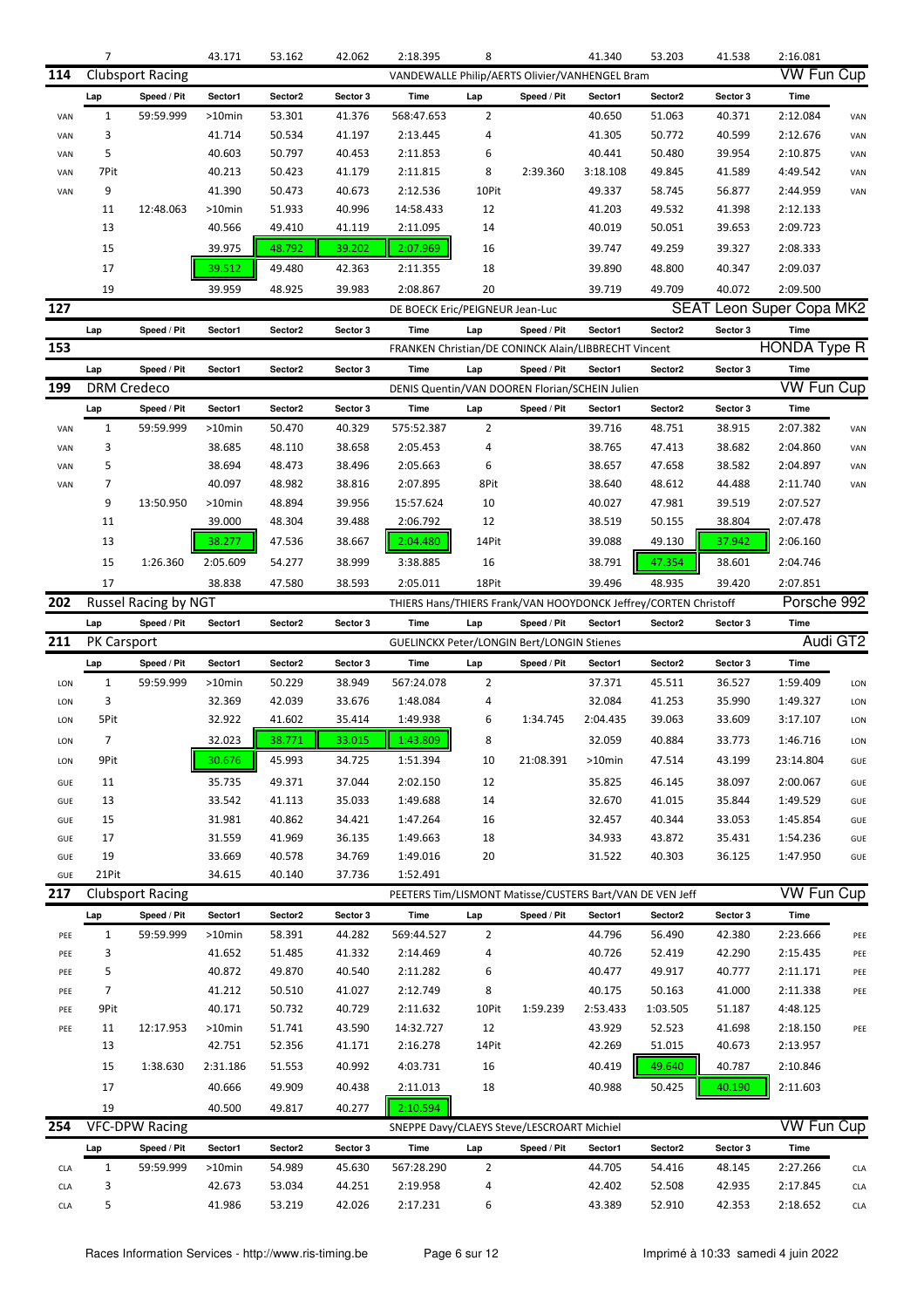| | Lap | Speed / Pit | Sector1 | Sector2 | Sector 3 | Time | Lap | Speed / Pit | Sector1 | Sector2 | Sector 3 | Time | |
|---|---|---|---|---|---|---|---|---|---|---|---|---|---|
| | 7 | | 43.171 | 53.162 | 42.062 | 2:18.395 | 8 | | 41.340 | 53.203 | 41.538 | 2:16.081 | |

## 114 Clubsport Racing — VANDEWALLE Philip/AERTS Olivier/VANHENGEL Bram — VW Fun Cup

| | Lap | Speed / Pit | Sector1 | Sector2 | Sector 3 | Time | Lap | Speed / Pit | Sector1 | Sector2 | Sector 3 | Time | |
|---|---|---|---|---|---|---|---|---|---|---|---|---|---|
| VAN | 1 | 59:59.999 | >10min | 53.301 | 41.376 | 568:47.653 | 2 | | 40.650 | 51.063 | 40.371 | 2:12.084 | VAN |
| VAN | 3 | | 41.714 | 50.534 | 41.197 | 2:13.445 | 4 | | 41.305 | 50.772 | 40.599 | 2:12.676 | VAN |
| VAN | 5 | | 40.603 | 50.797 | 40.453 | 2:11.853 | 6 | | 40.441 | 50.480 | 39.954 | 2:10.875 | VAN |
| VAN | 7Pit | | 40.213 | 50.423 | 41.179 | 2:11.815 | 8 | 2:39.360 | 3:18.108 | 49.845 | 41.589 | 4:49.542 | VAN |
| VAN | 9 | | 41.390 | 50.473 | 40.673 | 2:12.536 | 10Pit | | 49.337 | 58.745 | 56.877 | 2:44.959 | VAN |
| | 11 | 12:48.063 | >10min | 51.933 | 40.996 | 14:58.433 | 12 | | 41.203 | 49.532 | 41.398 | 2:12.133 | |
| | 13 | | 40.566 | 49.410 | 41.119 | 2:11.095 | 14 | | 40.019 | 50.051 | 39.653 | 2:09.723 | |
| | 15 | | 39.975 | 48.792 | 39.202 | 2:07.969 | 16 | | 39.747 | 49.259 | 39.327 | 2:08.333 | |
| | 17 | | 39.512 | 49.480 | 42.363 | 2:11.355 | 18 | | 39.890 | 48.800 | 40.347 | 2:09.037 | |
| | 19 | | 39.959 | 48.925 | 39.983 | 2:08.867 | 20 | | 39.719 | 49.709 | 40.072 | 2:09.500 | |

## 127 — DE BOECK Eric/PEIGNEUR Jean-Luc — SEAT Leon Super Copa MK2

| Lap | Speed / Pit | Sector1 | Sector2 | Sector 3 | Time | Lap | Speed / Pit | Sector1 | Sector2 | Sector 3 | Time |
|---|---|---|---|---|---|---|---|---|---|---|---|

## 153 — FRANKEN Christian/DE CONINCK Alain/LIBBRECHT Vincent — HONDA Type R

| Lap | Speed / Pit | Sector1 | Sector2 | Sector 3 | Time | Lap | Speed / Pit | Sector1 | Sector2 | Sector 3 | Time |
|---|---|---|---|---|---|---|---|---|---|---|---|

## 199 DRM Credeco — DENIS Quentin/VAN DOOREN Florian/SCHEIN Julien — VW Fun Cup

| | Lap | Speed / Pit | Sector1 | Sector2 | Sector 3 | Time | Lap | Speed / Pit | Sector1 | Sector2 | Sector 3 | Time | |
|---|---|---|---|---|---|---|---|---|---|---|---|---|---|
| VAN | 1 | 59:59.999 | >10min | 50.470 | 40.329 | 575:52.387 | 2 | | 39.716 | 48.751 | 38.915 | 2:07.382 | VAN |
| VAN | 3 | | 38.685 | 48.110 | 38.658 | 2:05.453 | 4 | | 38.765 | 47.413 | 38.682 | 2:04.860 | VAN |
| VAN | 5 | | 38.694 | 48.473 | 38.496 | 2:05.663 | 6 | | 38.657 | 47.658 | 38.582 | 2:04.897 | VAN |
| VAN | 7 | | 40.097 | 48.982 | 38.816 | 2:07.895 | 8Pit | | 38.640 | 48.612 | 44.488 | 2:11.740 | VAN |
| | 9 | 13:50.950 | >10min | 48.894 | 39.956 | 15:57.624 | 10 | | 40.027 | 47.981 | 39.519 | 2:07.527 | |
| | 11 | | 39.000 | 48.304 | 39.488 | 2:06.792 | 12 | | 38.519 | 50.155 | 38.804 | 2:07.478 | |
| | 13 | | 38.277 | 47.536 | 38.667 | 2:04.480 | 14Pit | | 39.088 | 49.130 | 37.942 | 2:06.160 | |
| | 15 | 1:26.360 | 2:05.609 | 54.277 | 38.999 | 3:38.885 | 16 | | 38.791 | 47.354 | 38.601 | 2:04.746 | |
| | 17 | | 38.838 | 47.580 | 38.593 | 2:05.011 | 18Pit | | 39.496 | 48.935 | 39.420 | 2:07.851 | |

## 202 Russel Racing by NGT — THIERS Hans/THIERS Frank/VAN HOOYDONCK Jeffrey/CORTEN Christoff — Porsche 992

| Lap | Speed / Pit | Sector1 | Sector2 | Sector 3 | Time | Lap | Speed / Pit | Sector1 | Sector2 | Sector 3 | Time |
|---|---|---|---|---|---|---|---|---|---|---|---|

## 211 PK Carsport — GUELINCKX Peter/LONGIN Bert/LONGIN Stienes — Audi GT2

| | Lap | Speed / Pit | Sector1 | Sector2 | Sector 3 | Time | Lap | Speed / Pit | Sector1 | Sector2 | Sector 3 | Time | |
|---|---|---|---|---|---|---|---|---|---|---|---|---|---|
| LON | 1 | 59:59.999 | >10min | 50.229 | 38.949 | 567:24.078 | 2 | | 37.371 | 45.511 | 36.527 | 1:59.409 | LON |
| LON | 3 | | 32.369 | 42.039 | 33.676 | 1:48.084 | 4 | | 32.084 | 41.253 | 35.990 | 1:49.327 | LON |
| LON | 5Pit | | 32.922 | 41.602 | 35.414 | 1:49.938 | 6 | 1:34.745 | 2:04.435 | 39.063 | 33.609 | 3:17.107 | LON |
| LON | 7 | | 32.023 | 38.771 | 33.015 | 1:43.809 | 8 | | 32.059 | 40.884 | 33.773 | 1:46.716 | LON |
| LON | 9Pit | | 30.676 | 45.993 | 34.725 | 1:51.394 | 10 | 21:08.391 | >10min | 47.514 | 43.199 | 23:14.804 | GUE |
| GUE | 11 | | 35.735 | 49.371 | 37.044 | 2:02.150 | 12 | | 35.825 | 46.145 | 38.097 | 2:00.067 | GUE |
| GUE | 13 | | 33.542 | 41.113 | 35.033 | 1:49.688 | 14 | | 32.670 | 41.015 | 35.844 | 1:49.529 | GUE |
| GUE | 15 | | 31.981 | 40.862 | 34.421 | 1:47.264 | 16 | | 32.457 | 40.344 | 33.053 | 1:45.854 | GUE |
| GUE | 17 | | 31.559 | 41.969 | 36.135 | 1:49.663 | 18 | | 34.933 | 43.872 | 35.431 | 1:54.236 | GUE |
| GUE | 19 | | 33.669 | 40.578 | 34.769 | 1:49.016 | 20 | | 31.522 | 40.303 | 36.125 | 1:47.950 | GUE |
| GUE | 21Pit | | 34.615 | 40.140 | 37.736 | 1:52.491 | | | | | | | |

## 217 Clubsport Racing — PEETERS Tim/LISMONT Matisse/CUSTERS Bart/VAN DE VEN Jeff — VW Fun Cup

| | Lap | Speed / Pit | Sector1 | Sector2 | Sector 3 | Time | Lap | Speed / Pit | Sector1 | Sector2 | Sector 3 | Time | |
|---|---|---|---|---|---|---|---|---|---|---|---|---|---|
| PEE | 1 | 59:59.999 | >10min | 58.391 | 44.282 | 569:44.527 | 2 | | 44.796 | 56.490 | 42.380 | 2:23.666 | PEE |
| PEE | 3 | | 41.652 | 51.485 | 41.332 | 2:14.469 | 4 | | 40.726 | 52.419 | 42.290 | 2:15.435 | PEE |
| PEE | 5 | | 40.872 | 49.870 | 40.540 | 2:11.282 | 6 | | 40.477 | 49.917 | 40.777 | 2:11.171 | PEE |
| PEE | 7 | | 41.212 | 50.510 | 41.027 | 2:12.749 | 8 | | 40.175 | 50.163 | 41.000 | 2:11.338 | PEE |
| PEE | 9Pit | | 40.171 | 50.732 | 40.729 | 2:11.632 | 10Pit | 1:59.239 | 2:53.433 | 1:03.505 | 51.187 | 4:48.125 | |
| PEE | 11 | 12:17.953 | >10min | 51.741 | 43.590 | 14:32.727 | 12 | | 43.929 | 52.523 | 41.698 | 2:18.150 | PEE |
| | 13 | | 42.751 | 52.356 | 41.171 | 2:16.278 | 14Pit | | 42.269 | 51.015 | 40.673 | 2:13.957 | |
| | 15 | 1:38.630 | 2:31.186 | 51.553 | 40.992 | 4:03.731 | 16 | | 40.419 | 49.640 | 40.787 | 2:10.846 | |
| | 17 | | 40.666 | 49.909 | 40.438 | 2:11.013 | 18 | | 40.988 | 50.425 | 40.190 | 2:11.603 | |
| | 19 | | 40.500 | 49.817 | 40.277 | 2:10.594 | | | | | | | |

## 254 VFC-DPW Racing — SNEPPE Davy/CLAEYS Steve/LESCROART Michiel — VW Fun Cup

| | Lap | Speed / Pit | Sector1 | Sector2 | Sector 3 | Time | Lap | Speed / Pit | Sector1 | Sector2 | Sector 3 | Time | |
|---|---|---|---|---|---|---|---|---|---|---|---|---|---|
| CLA | 1 | 59:59.999 | >10min | 54.989 | 45.630 | 567:28.290 | 2 | | 44.705 | 54.416 | 48.145 | 2:27.266 | CLA |
| CLA | 3 | | 42.673 | 53.034 | 44.251 | 2:19.958 | 4 | | 42.402 | 52.508 | 42.935 | 2:17.845 | CLA |
| CLA | 5 | | 41.986 | 53.219 | 42.026 | 2:17.231 | 6 | | 43.389 | 52.910 | 42.353 | 2:18.652 | CLA |

Races Information Services - http://www.ris-timing.be — Imprimé à 10:33 samedi 4 juin 2022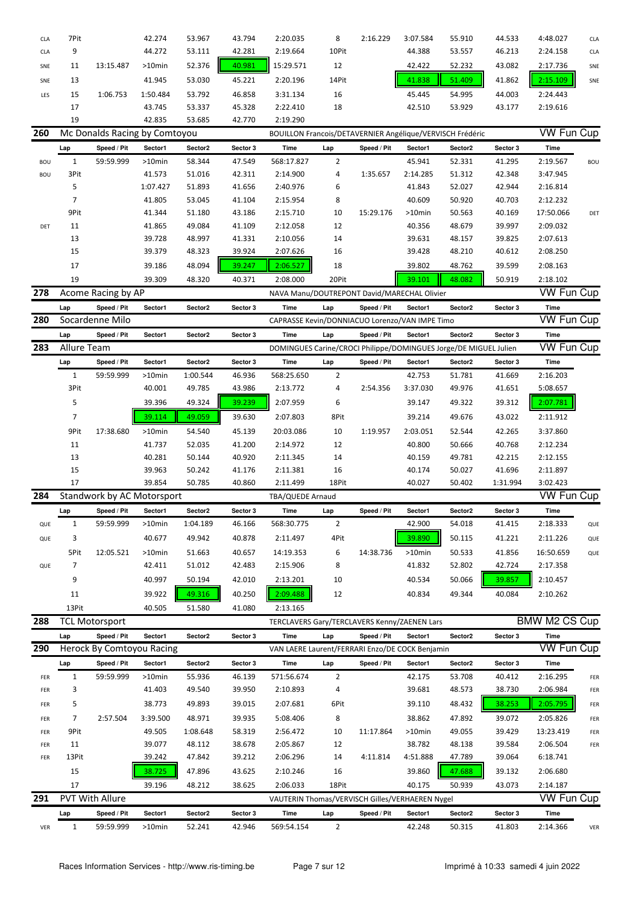| | Lap | Speed / Pit | Sector1 | Sector2 | Sector 3 | Time | Lap | Speed / Pit | Sector1 | Sector2 | Sector 3 | Time | |
|---|---|---|---|---|---|---|---|---|---|---|---|---|---|
| CLA | 7Pit | | 42.274 | 53.967 | 43.794 | 2:20.035 | 8 | 2:16.229 | 3:07.584 | 55.910 | 44.533 | 4:48.027 | CLA |
| CLA | 9 | | 44.272 | 53.111 | 42.281 | 2:19.664 | 10Pit | | 44.388 | 53.557 | 46.213 | 2:24.158 | CLA |
| SNE | 11 | 13:15.487 | >10min | 52.376 | 40.981 | 15:29.571 | 12 | | 42.422 | 52.232 | 43.082 | 2:17.736 | SNE |
| SNE | 13 | | 41.945 | 53.030 | 45.221 | 2:20.196 | 14Pit | | 41.838 | 51.409 | 41.862 | 2:15.109 | SNE |
| LES | 15 | 1:06.753 | 1:50.484 | 53.792 | 46.858 | 3:31.134 | 16 | | 45.445 | 54.995 | 44.003 | 2:24.443 | |
| | 17 | | 43.745 | 53.337 | 45.328 | 2:22.410 | 18 | | 42.510 | 53.929 | 43.177 | 2:19.616 | |
| | 19 | | 42.835 | 53.685 | 42.770 | 2:19.290 | | | | | | | |

## 260 Mc Donalds Racing by Comtoyou — BOUILLON Francois/DETAVERNIER Angélique/VERVISCH Frédéric — VW Fun Cup

| | Lap | Speed / Pit | Sector1 | Sector2 | Sector 3 | Time | Lap | Speed / Pit | Sector1 | Sector2 | Sector 3 | Time | |
|---|---|---|---|---|---|---|---|---|---|---|---|---|---|
| BOU | 1 | 59:59.999 | >10min | 58.344 | 47.549 | 568:17.827 | 2 | | 45.941 | 52.331 | 41.295 | 2:19.567 | BOU |
| BOU | 3Pit | | 41.573 | 51.016 | 42.311 | 2:14.900 | 4 | 1:35.657 | 2:14.285 | 51.312 | 42.348 | 3:47.945 | |
| | 5 | | 1:07.427 | 51.893 | 41.656 | 2:40.976 | 6 | | 41.843 | 52.027 | 42.944 | 2:16.814 | |
| | 7 | | 41.805 | 53.045 | 41.104 | 2:15.954 | 8 | | 40.609 | 50.920 | 40.703 | 2:12.232 | |
| | 9Pit | | 41.344 | 51.180 | 43.186 | 2:15.710 | 10 | 15:29.176 | >10min | 50.563 | 40.169 | 17:50.066 | DET |
| DET | 11 | | 41.865 | 49.084 | 41.109 | 2:12.058 | 12 | | 40.356 | 48.679 | 39.997 | 2:09.032 | |
| | 13 | | 39.728 | 48.997 | 41.331 | 2:10.056 | 14 | | 39.631 | 48.157 | 39.825 | 2:07.613 | |
| | 15 | | 39.379 | 48.323 | 39.924 | 2:07.626 | 16 | | 39.428 | 48.210 | 40.612 | 2:08.250 | |
| | 17 | | 39.186 | 48.094 | 39.247 | 2:06.527 | 18 | | 39.802 | 48.762 | 39.599 | 2:08.163 | |
| | 19 | | 39.309 | 48.320 | 40.371 | 2:08.000 | 20Pit | | 39.101 | 48.082 | 50.919 | 2:18.102 | |

## 278 Acome Racing by AP — NAVA Manu/DOUTREPONT David/MARECHAL Olivier — VW Fun Cup

| Lap | Speed / Pit | Sector1 | Sector2 | Sector 3 | Time | Lap | Speed / Pit | Sector1 | Sector2 | Sector 3 | Time |
|---|---|---|---|---|---|---|---|---|---|---|---|

## 280 Socardenne Milo — CAPRASSE Kevin/DONNIACUO Lorenzo/VAN IMPE Timo — VW Fun Cup

| Lap | Speed / Pit | Sector1 | Sector2 | Sector 3 | Time | Lap | Speed / Pit | Sector1 | Sector2 | Sector 3 | Time |
|---|---|---|---|---|---|---|---|---|---|---|---|

## 283 Allure Team — DOMINGUES Carine/CROCI Philippe/DOMINGUES Jorge/DE MIGUEL Julien — VW Fun Cup

| Lap | Speed / Pit | Sector1 | Sector2 | Sector 3 | Time | Lap | Speed / Pit | Sector1 | Sector2 | Sector 3 | Time |
|---|---|---|---|---|---|---|---|---|---|---|---|
| 1 | 59:59.999 | >10min | 1:00.544 | 46.936 | 568:25.650 | 2 | | 42.753 | 51.781 | 41.669 | 2:16.203 |
| 3Pit | | 40.001 | 49.785 | 43.986 | 2:13.772 | 4 | 2:54.356 | 3:37.030 | 49.976 | 41.651 | 5:08.657 |
| 5 | | 39.396 | 49.324 | 39.239 | 2:07.959 | 6 | | 39.147 | 49.322 | 39.312 | 2:07.781 |
| 7 | | 39.114 | 49.059 | 39.630 | 2:07.803 | 8Pit | | 39.214 | 49.676 | 43.022 | 2:11.912 |
| 9Pit | 17:38.680 | >10min | 54.540 | 45.139 | 20:03.086 | 10 | 1:19.957 | 2:03.051 | 52.544 | 42.265 | 3:37.860 |
| 11 | | 41.737 | 52.035 | 41.200 | 2:14.972 | 12 | | 40.800 | 50.666 | 40.768 | 2:12.234 |
| 13 | | 40.281 | 50.144 | 40.920 | 2:11.345 | 14 | | 40.159 | 49.781 | 42.215 | 2:12.155 |
| 15 | | 39.963 | 50.242 | 41.176 | 2:11.381 | 16 | | 40.174 | 50.027 | 41.696 | 2:11.897 |
| 17 | | 39.854 | 50.785 | 40.860 | 2:11.499 | 18Pit | | 40.027 | 50.402 | 1:31.994 | 3:02.423 |

## 284 Standwork by AC Motorsport — TBA/QUEDE Arnaud — VW Fun Cup

| | Lap | Speed / Pit | Sector1 | Sector2 | Sector 3 | Time | Lap | Speed / Pit | Sector1 | Sector2 | Sector 3 | Time | |
|---|---|---|---|---|---|---|---|---|---|---|---|---|---|
| QUE | 1 | 59:59.999 | >10min | 1:04.189 | 46.166 | 568:30.775 | 2 | | 42.900 | 54.018 | 41.415 | 2:18.333 | QUE |
| QUE | 3 | | 40.677 | 49.942 | 40.878 | 2:11.497 | 4Pit | | 39.890 | 50.115 | 41.221 | 2:11.226 | QUE |
| | 5Pit | 12:05.521 | >10min | 51.663 | 40.657 | 14:19.353 | 6 | 14:38.736 | >10min | 50.533 | 41.856 | 16:50.659 | QUE |
| QUE | 7 | | 42.411 | 51.012 | 42.483 | 2:15.906 | 8 | | 41.832 | 52.802 | 42.724 | 2:17.358 | |
| | 9 | | 40.997 | 50.194 | 42.010 | 2:13.201 | 10 | | 40.534 | 50.066 | 39.857 | 2:10.457 | |
| | 11 | | 39.922 | 49.316 | 40.250 | 2:09.488 | 12 | | 40.834 | 49.344 | 40.084 | 2:10.262 | |
| | 13Pit | | 40.505 | 51.580 | 41.080 | 2:13.165 | | | | | | | |

## 288 TCL Motorsport — TERCLAVERS Gary/TERCLAVERS Kenny/ZAENEN Lars — BMW M2 CS Cup

| Lap | Speed / Pit | Sector1 | Sector2 | Sector 3 | Time | Lap | Speed / Pit | Sector1 | Sector2 | Sector 3 | Time |
|---|---|---|---|---|---|---|---|---|---|---|---|

## 290 Herock By Comtoyou Racing — VAN LAERE Laurent/FERRARI Enzo/DE COCK Benjamin — VW Fun Cup

| | Lap | Speed / Pit | Sector1 | Sector2 | Sector 3 | Time | Lap | Speed / Pit | Sector1 | Sector2 | Sector 3 | Time | |
|---|---|---|---|---|---|---|---|---|---|---|---|---|---|
| FER | 1 | 59:59.999 | >10min | 55.936 | 46.139 | 571:56.674 | 2 | | 42.175 | 53.708 | 40.412 | 2:16.295 | FER |
| FER | 3 | | 41.403 | 49.540 | 39.950 | 2:10.893 | 4 | | 39.681 | 48.573 | 38.730 | 2:06.984 | FER |
| FER | 5 | | 38.773 | 49.893 | 39.015 | 2:07.681 | 6Pit | | 39.110 | 48.432 | 38.253 | 2:05.795 | FER |
| FER | 7 | 2:57.504 | 3:39.500 | 48.971 | 39.935 | 5:08.406 | 8 | | 38.862 | 47.892 | 39.072 | 2:05.826 | FER |
| FER | 9Pit | | 49.505 | 1:08.648 | 58.319 | 2:56.472 | 10 | 11:17.864 | >10min | 49.055 | 39.429 | 13:23.419 | FER |
| FER | 11 | | 39.077 | 48.112 | 38.678 | 2:05.867 | 12 | | 38.782 | 48.138 | 39.584 | 2:06.504 | FER |
| FER | 13Pit | | 39.242 | 47.842 | 39.212 | 2:06.296 | 14 | 4:11.814 | 4:51.888 | 47.789 | 39.064 | 6:18.741 | |
| | 15 | | 38.725 | 47.896 | 43.625 | 2:10.246 | 16 | | 39.860 | 47.688 | 39.132 | 2:06.680 | |
| | 17 | | 39.196 | 48.212 | 38.625 | 2:06.033 | 18Pit | | 40.175 | 50.939 | 43.073 | 2:14.187 | |

## 291 PVT With Allure — VAUTERIN Thomas/VERVISCH Gilles/VERHAEREN Nygel — VW Fun Cup

| | Lap | Speed / Pit | Sector1 | Sector2 | Sector 3 | Time | Lap | Speed / Pit | Sector1 | Sector2 | Sector 3 | Time | |
|---|---|---|---|---|---|---|---|---|---|---|---|---|---|
| VER | 1 | 59:59.999 | >10min | 52.241 | 42.946 | 569:54.154 | 2 | | 42.248 | 50.315 | 41.803 | 2:14.366 | VER |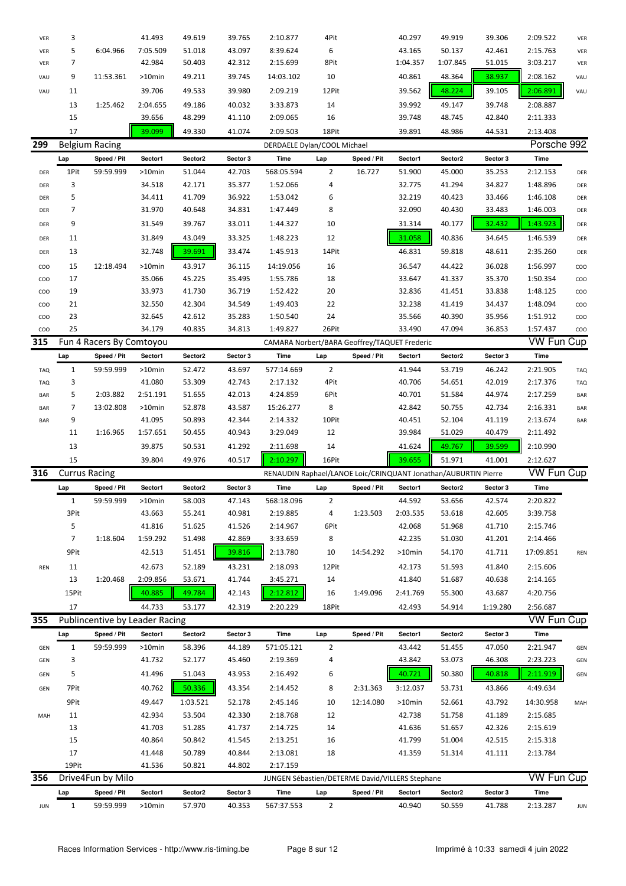| | Lap | Speed / Pit | Sector1 | Sector2 | Sector 3 | Time | Lap | Speed / Pit | Sector1 | Sector2 | Sector 3 | Time | |
|---|---|---|---|---|---|---|---|---|---|---|---|---|---|
| VER | 3 | | 41.493 | 49.619 | 39.765 | 2:10.877 | 4Pit | | 40.297 | 49.919 | 39.306 | 2:09.522 | VER |
| VER | 5 | 6:04.966 | 7:05.509 | 51.018 | 43.097 | 8:39.624 | 6 | | 43.165 | 50.137 | 42.461 | 2:15.763 | VER |
| VER | 7 | | 42.984 | 50.403 | 42.312 | 2:15.699 | 8Pit | | 1:04.357 | 1:07.845 | 51.015 | 3:03.217 | VER |
| VAU | 9 | 11:53.361 | >10min | 49.211 | 39.745 | 14:03.102 | 10 | | 40.861 | 48.364 | 38.937 | 2:08.162 | VAU |
| VAU | 11 | | 39.706 | 49.533 | 39.980 | 2:09.219 | 12Pit | | 39.562 | 48.224 | 39.105 | 2:06.891 | VAU |
| | 13 | 1:25.462 | 2:04.655 | 49.186 | 40.032 | 3:33.873 | 14 | | 39.992 | 49.147 | 39.748 | 2:08.887 | |
| | 15 | | 39.656 | 48.299 | 41.110 | 2:09.065 | 16 | | 39.748 | 48.745 | 42.840 | 2:11.333 | |
| | 17 | | 39.099 | 49.330 | 41.074 | 2:09.503 | 18Pit | | 39.891 | 48.986 | 44.531 | 2:13.408 | |

## 299 Belgium Racing — DERDAELE Dylan/COOL Michael — Porsche 992

| | Lap | Speed / Pit | Sector1 | Sector2 | Sector 3 | Time | Lap | Speed / Pit | Sector1 | Sector2 | Sector 3 | Time | |
|---|---|---|---|---|---|---|---|---|---|---|---|---|---|
| DER | 1Pit | 59:59.999 | >10min | 51.044 | 42.703 | 568:05.594 | 2 | 16.727 | 51.900 | 45.000 | 35.253 | 2:12.153 | DER |
| DER | 3 | | 34.518 | 42.171 | 35.377 | 1:52.066 | 4 | | 32.775 | 41.294 | 34.827 | 1:48.896 | DER |
| DER | 5 | | 34.411 | 41.709 | 36.922 | 1:53.042 | 6 | | 32.219 | 40.423 | 33.466 | 1:46.108 | DER |
| DER | 7 | | 31.970 | 40.648 | 34.831 | 1:47.449 | 8 | | 32.090 | 40.430 | 33.483 | 1:46.003 | DER |
| DER | 9 | | 31.549 | 39.767 | 33.011 | 1:44.327 | 10 | | 31.314 | 40.177 | 32.432 | 1:43.923 | DER |
| DER | 11 | | 31.849 | 43.049 | 33.325 | 1:48.223 | 12 | | 31.058 | 40.836 | 34.645 | 1:46.539 | DER |
| DER | 13 | | 32.748 | 39.691 | 33.474 | 1:45.913 | 14Pit | | 46.831 | 59.818 | 48.611 | 2:35.260 | DER |
| COO | 15 | 12:18.494 | >10min | 43.917 | 36.115 | 14:19.056 | 16 | | 36.547 | 44.422 | 36.028 | 1:56.997 | COO |
| COO | 17 | | 35.066 | 45.225 | 35.495 | 1:55.786 | 18 | | 33.647 | 41.337 | 35.370 | 1:50.354 | COO |
| COO | 19 | | 33.973 | 41.730 | 36.719 | 1:52.422 | 20 | | 32.836 | 41.451 | 33.838 | 1:48.125 | COO |
| COO | 21 | | 32.550 | 42.304 | 34.549 | 1:49.403 | 22 | | 32.238 | 41.419 | 34.437 | 1:48.094 | COO |
| COO | 23 | | 32.645 | 42.612 | 35.283 | 1:50.540 | 24 | | 35.566 | 40.390 | 35.956 | 1:51.912 | COO |
| COO | 25 | | 34.179 | 40.835 | 34.813 | 1:49.827 | 26Pit | | 33.490 | 47.094 | 36.853 | 1:57.437 | COO |

## 315 Fun 4 Racers By Comtoyou — CAMARA Norbert/BARA Geoffrey/TAQUET Frederic — VW Fun Cup

| | Lap | Speed / Pit | Sector1 | Sector2 | Sector 3 | Time | Lap | Speed / Pit | Sector1 | Sector2 | Sector 3 | Time | |
|---|---|---|---|---|---|---|---|---|---|---|---|---|---|
| TAQ | 1 | 59:59.999 | >10min | 52.472 | 43.697 | 577:14.669 | 2 | | 41.944 | 53.719 | 46.242 | 2:21.905 | TAQ |
| TAQ | 3 | | 41.080 | 53.309 | 42.743 | 2:17.132 | 4Pit | | 40.706 | 54.651 | 42.019 | 2:17.376 | TAQ |
| BAR | 5 | 2:03.882 | 2:51.191 | 51.655 | 42.013 | 4:24.859 | 6Pit | | 40.701 | 51.584 | 44.974 | 2:17.259 | BAR |
| BAR | 7 | 13:02.808 | >10min | 52.878 | 43.587 | 15:26.277 | 8 | | 42.842 | 50.755 | 42.734 | 2:16.331 | BAR |
| BAR | 9 | | 41.095 | 50.893 | 42.344 | 2:14.332 | 10Pit | | 40.451 | 52.104 | 41.119 | 2:13.674 | BAR |
| | 11 | 1:16.965 | 1:57.651 | 50.455 | 40.943 | 3:29.049 | 12 | | 39.984 | 51.029 | 40.479 | 2:11.492 | |
| | 13 | | 39.875 | 50.531 | 41.292 | 2:11.698 | 14 | | 41.624 | 49.767 | 39.599 | 2:10.990 | |
| | 15 | | 39.804 | 49.976 | 40.517 | 2:10.297 | 16Pit | | 39.655 | 51.971 | 41.001 | 2:12.627 | |

## 316 Currus Racing — RENAUDIN Raphael/LANOE Loic/CRINQUANT Jonathan/AUBURTIN Pierre — VW Fun Cup

| | Lap | Speed / Pit | Sector1 | Sector2 | Sector 3 | Time | Lap | Speed / Pit | Sector1 | Sector2 | Sector 3 | Time | |
|---|---|---|---|---|---|---|---|---|---|---|---|---|---|
| | 1 | 59:59.999 | >10min | 58.003 | 47.143 | 568:18.096 | 2 | | 44.592 | 53.656 | 42.574 | 2:20.822 | |
| | 3Pit | | 43.663 | 55.241 | 40.981 | 2:19.885 | 4 | 1:23.503 | 2:03.535 | 53.618 | 42.605 | 3:39.758 | |
| | 5 | | 41.816 | 51.625 | 41.526 | 2:14.967 | 6Pit | | 42.068 | 51.968 | 41.710 | 2:15.746 | |
| | 7 | 1:18.604 | 1:59.292 | 51.498 | 42.869 | 3:33.659 | 8 | | 42.235 | 51.030 | 41.201 | 2:14.466 | |
| | 9Pit | | 42.513 | 51.451 | 39.816 | 2:13.780 | 10 | 14:54.292 | >10min | 54.170 | 41.711 | 17:09.851 | REN |
| REN | 11 | | 42.673 | 52.189 | 43.231 | 2:18.093 | 12Pit | | 42.173 | 51.593 | 41.840 | 2:15.606 | |
| | 13 | 1:20.468 | 2:09.856 | 53.671 | 41.744 | 3:45.271 | 14 | | 41.840 | 51.687 | 40.638 | 2:14.165 | |
| | 15Pit | | 40.885 | 49.784 | 42.143 | 2:12.812 | 16 | 1:49.096 | 2:41.769 | 55.300 | 43.687 | 4:20.756 | |
| | 17 | | 44.733 | 53.177 | 42.319 | 2:20.229 | 18Pit | | 42.493 | 54.914 | 1:19.280 | 2:56.687 | |

## 355 Publincentive by Leader Racing — VW Fun Cup

| | Lap | Speed / Pit | Sector1 | Sector2 | Sector 3 | Time | Lap | Speed / Pit | Sector1 | Sector2 | Sector 3 | Time | |
|---|---|---|---|---|---|---|---|---|---|---|---|---|---|
| GEN | 1 | 59:59.999 | >10min | 58.396 | 44.189 | 571:05.121 | 2 | | 43.442 | 51.455 | 47.050 | 2:21.947 | GEN |
| GEN | 3 | | 41.732 | 52.177 | 45.460 | 2:19.369 | 4 | | 43.842 | 53.073 | 46.308 | 2:23.223 | GEN |
| GEN | 5 | | 41.496 | 51.043 | 43.953 | 2:16.492 | 6 | | 40.721 | 50.380 | 40.818 | 2:11.919 | GEN |
| GEN | 7Pit | | 40.762 | 50.336 | 43.354 | 2:14.452 | 8 | 2:31.363 | 3:12.037 | 53.731 | 43.866 | 4:49.634 | |
| | 9Pit | | 49.447 | 1:03.521 | 52.178 | 2:45.146 | 10 | 12:14.080 | >10min | 52.661 | 43.792 | 14:30.958 | MAH |
| MAH | 11 | | 42.934 | 53.504 | 42.330 | 2:18.768 | 12 | | 42.738 | 51.758 | 41.189 | 2:15.685 | |
| | 13 | | 41.703 | 51.285 | 41.737 | 2:14.725 | 14 | | 41.636 | 51.657 | 42.326 | 2:15.619 | |
| | 15 | | 40.864 | 50.842 | 41.545 | 2:13.251 | 16 | | 41.799 | 51.004 | 42.515 | 2:15.318 | |
| | 17 | | 41.448 | 50.789 | 40.844 | 2:13.081 | 18 | | 41.359 | 51.314 | 41.111 | 2:13.784 | |
| | 19Pit | | 41.536 | 50.821 | 44.802 | 2:17.159 | | | | | | | |

## 356 Drive4Fun by Milo — JUNGEN Sébastien/DETERME David/VILLERS Stephane — VW Fun Cup

| | Lap | Speed / Pit | Sector1 | Sector2 | Sector 3 | Time | Lap | Speed / Pit | Sector1 | Sector2 | Sector 3 | Time | |
|---|---|---|---|---|---|---|---|---|---|---|---|---|---|
| JUN | 1 | 59:59.999 | >10min | 57.970 | 40.353 | 567:37.553 | 2 | | 40.940 | 50.559 | 41.788 | 2:13.287 | JUN |

Races Information Services - http://www.ris-timing.be    Imprimé à 10:33 samedi 4 juin 2022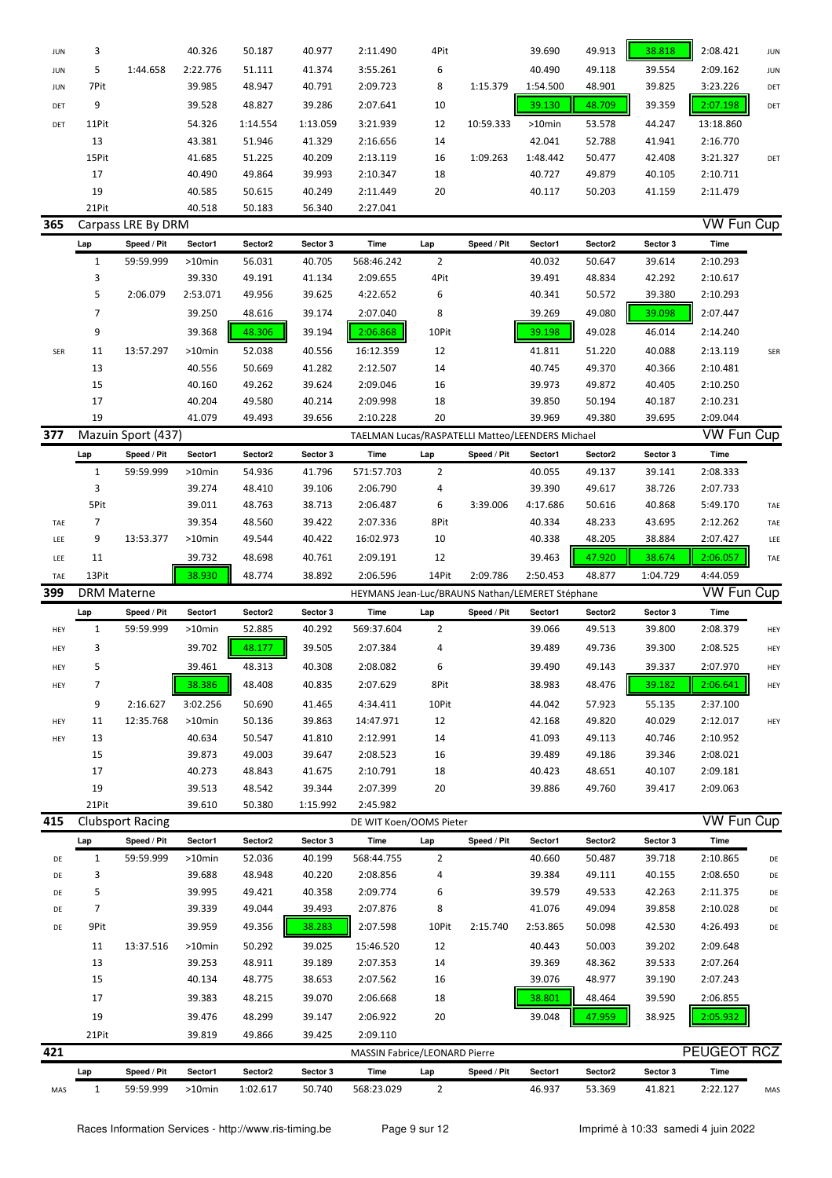| | Lap | Speed / Pit | Sector1 | Sector2 | Sector 3 | Time | Lap | Speed / Pit | Sector1 | Sector2 | Sector 3 | Time | |
|---|---|---|---|---|---|---|---|---|---|---|---|---|---|
| JUN | 3 | | 40.326 | 50.187 | 40.977 | 2:11.490 | 4Pit | | 39.690 | 49.913 | 38.818 | 2:08.421 | JUN |
| JUN | 5 | 1:44.658 | 2:22.776 | 51.111 | 41.374 | 3:55.261 | 6 | | 40.490 | 49.118 | 39.554 | 2:09.162 | JUN |
| JUN | 7Pit | | 39.985 | 48.947 | 40.791 | 2:09.723 | 8 | 1:15.379 | 1:54.500 | 48.901 | 39.825 | 3:23.226 | DET |
| DET | 9 | | 39.528 | 48.827 | 39.286 | 2:07.641 | 10 | | 39.130 | 48.709 | 39.359 | 2:07.198 | DET |
| DET | 11Pit | | 54.326 | 1:14.554 | 1:13.059 | 3:21.939 | 12 | 10:59.333 | >10min | 53.578 | 44.247 | 13:18.860 | |
| | 13 | | 43.381 | 51.946 | 41.329 | 2:16.656 | 14 | | 42.041 | 52.788 | 41.941 | 2:16.770 | |
| | 15Pit | | 41.685 | 51.225 | 40.209 | 2:13.119 | 16 | 1:09.263 | 1:48.442 | 50.477 | 42.408 | 3:21.327 | DET |
| | 17 | | 40.490 | 49.864 | 39.993 | 2:10.347 | 18 | | 40.727 | 49.879 | 40.105 | 2:10.711 | |
| | 19 | | 40.585 | 50.615 | 40.249 | 2:11.449 | 20 | | 40.117 | 50.203 | 41.159 | 2:11.479 | |
| | 21Pit | | 40.518 | 50.183 | 56.340 | 2:27.041 | | | | | | | |

## 365 Carpass LRE By DRM — VW Fun Cup

| | Lap | Speed / Pit | Sector1 | Sector2 | Sector 3 | Time | Lap | Speed / Pit | Sector1 | Sector2 | Sector 3 | Time | |
|---|---|---|---|---|---|---|---|---|---|---|---|---|---|
| | 1 | 59:59.999 | >10min | 56.031 | 40.705 | 568:46.242 | 2 | | 40.032 | 50.647 | 39.614 | 2:10.293 | |
| | 3 | | 39.330 | 49.191 | 41.134 | 2:09.655 | 4Pit | | 39.491 | 48.834 | 42.292 | 2:10.617 | |
| | 5 | 2:06.079 | 2:53.071 | 49.956 | 39.625 | 4:22.652 | 6 | | 40.341 | 50.572 | 39.380 | 2:10.293 | |
| | 7 | | 39.250 | 48.616 | 39.174 | 2:07.040 | 8 | | 39.269 | 49.080 | 39.098 | 2:07.447 | |
| | 9 | | 39.368 | 48.306 | 39.194 | 2:06.868 | 10Pit | | 39.198 | 49.028 | 46.014 | 2:14.240 | |
| SER | 11 | 13:57.297 | >10min | 52.038 | 40.556 | 16:12.359 | 12 | | 41.811 | 51.220 | 40.088 | 2:13.119 | SER |
| | 13 | | 40.556 | 50.669 | 41.282 | 2:12.507 | 14 | | 40.745 | 49.370 | 40.366 | 2:10.481 | |
| | 15 | | 40.160 | 49.262 | 39.624 | 2:09.046 | 16 | | 39.973 | 49.872 | 40.405 | 2:10.250 | |
| | 17 | | 40.204 | 49.580 | 40.214 | 2:09.998 | 18 | | 39.850 | 50.194 | 40.187 | 2:10.231 | |
| | 19 | | 41.079 | 49.493 | 39.656 | 2:10.228 | 20 | | 39.969 | 49.380 | 39.695 | 2:09.044 | |

## 377 Mazuin Sport (437) — TAELMAN Lucas/RASPATELLI Matteo/LEENDERS Michael — VW Fun Cup

| | Lap | Speed / Pit | Sector1 | Sector2 | Sector 3 | Time | Lap | Speed / Pit | Sector1 | Sector2 | Sector 3 | Time | |
|---|---|---|---|---|---|---|---|---|---|---|---|---|---|
| | 1 | 59:59.999 | >10min | 54.936 | 41.796 | 571:57.703 | 2 | | 40.055 | 49.137 | 39.141 | 2:08.333 | |
| | 3 | | 39.274 | 48.410 | 39.106 | 2:06.790 | 4 | | 39.390 | 49.617 | 38.726 | 2:07.733 | |
| | 5Pit | | 39.011 | 48.763 | 38.713 | 2:06.487 | 6 | 3:39.006 | 4:17.686 | 50.616 | 40.868 | 5:49.170 | TAE |
| TAE | 7 | | 39.354 | 48.560 | 39.422 | 2:07.336 | 8Pit | | 40.334 | 48.233 | 43.695 | 2:12.262 | TAE |
| LEE | 9 | 13:53.377 | >10min | 49.544 | 40.422 | 16:02.973 | 10 | | 40.338 | 48.205 | 38.884 | 2:07.427 | LEE |
| LEE | 11 | | 39.732 | 48.698 | 40.761 | 2:09.191 | 12 | | 39.463 | 47.920 | 38.674 | 2:06.057 | TAE |
| TAE | 13Pit | | 38.930 | 48.774 | 38.892 | 2:06.596 | 14Pit | 2:09.786 | 2:50.453 | 48.877 | 1:04.729 | 4:44.059 | |

## 399 DRM Materne — HEYMANS Jean-Luc/BRAUNS Nathan/LEMERET Stéphane — VW Fun Cup

| | Lap | Speed / Pit | Sector1 | Sector2 | Sector 3 | Time | Lap | Speed / Pit | Sector1 | Sector2 | Sector 3 | Time | |
|---|---|---|---|---|---|---|---|---|---|---|---|---|---|
| HEY | 1 | 59:59.999 | >10min | 52.885 | 40.292 | 569:37.604 | 2 | | 39.066 | 49.513 | 39.800 | 2:08.379 | HEY |
| HEY | 3 | | 39.702 | 48.177 | 39.505 | 2:07.384 | 4 | | 39.489 | 49.736 | 39.300 | 2:08.525 | HEY |
| HEY | 5 | | 39.461 | 48.313 | 40.308 | 2:08.082 | 6 | | 39.490 | 49.143 | 39.337 | 2:07.970 | HEY |
| HEY | 7 | | 38.386 | 48.408 | 40.835 | 2:07.629 | 8Pit | | 38.983 | 48.476 | 39.182 | 2:06.641 | HEY |
| | 9 | 2:16.627 | 3:02.256 | 50.690 | 41.465 | 4:34.411 | 10Pit | | 44.042 | 57.923 | 55.135 | 2:37.100 | |
| HEY | 11 | 12:35.768 | >10min | 50.136 | 39.863 | 14:47.971 | 12 | | 42.168 | 49.820 | 40.029 | 2:12.017 | HEY |
| HEY | 13 | | 40.634 | 50.547 | 41.810 | 2:12.991 | 14 | | 41.093 | 49.113 | 40.746 | 2:10.952 | |
| | 15 | | 39.873 | 49.003 | 39.647 | 2:08.523 | 16 | | 39.489 | 49.186 | 39.346 | 2:08.021 | |
| | 17 | | 40.273 | 48.843 | 41.675 | 2:10.791 | 18 | | 40.423 | 48.651 | 40.107 | 2:09.181 | |
| | 19 | | 39.513 | 48.542 | 39.344 | 2:07.399 | 20 | | 39.886 | 49.760 | 39.417 | 2:09.063 | |
| | 21Pit | | 39.610 | 50.380 | 1:15.992 | 2:45.982 | | | | | | | |

## 415 Clubsport Racing — DE WIT Koen/OOMS Pieter — VW Fun Cup

| | Lap | Speed / Pit | Sector1 | Sector2 | Sector 3 | Time | Lap | Speed / Pit | Sector1 | Sector2 | Sector 3 | Time | |
|---|---|---|---|---|---|---|---|---|---|---|---|---|---|
| DE | 1 | 59:59.999 | >10min | 52.036 | 40.199 | 568:44.755 | 2 | | 40.660 | 50.487 | 39.718 | 2:10.865 | DE |
| DE | 3 | | 39.688 | 48.948 | 40.220 | 2:08.856 | 4 | | 39.384 | 49.111 | 40.155 | 2:08.650 | DE |
| DE | 5 | | 39.995 | 49.421 | 40.358 | 2:09.774 | 6 | | 39.579 | 49.533 | 42.263 | 2:11.375 | DE |
| DE | 7 | | 39.339 | 49.044 | 39.493 | 2:07.876 | 8 | | 41.076 | 49.094 | 39.858 | 2:10.028 | DE |
| DE | 9Pit | | 39.959 | 49.356 | 38.283 | 2:07.598 | 10Pit | 2:15.740 | 2:53.865 | 50.098 | 42.530 | 4:26.493 | DE |
| | 11 | 13:37.516 | >10min | 50.292 | 39.025 | 15:46.520 | 12 | | 40.443 | 50.003 | 39.202 | 2:09.648 | |
| | 13 | | 39.253 | 48.911 | 39.189 | 2:07.353 | 14 | | 39.369 | 48.362 | 39.533 | 2:07.264 | |
| | 15 | | 40.134 | 48.775 | 38.653 | 2:07.562 | 16 | | 39.076 | 48.977 | 39.190 | 2:07.243 | |
| | 17 | | 39.383 | 48.215 | 39.070 | 2:06.668 | 18 | | 38.801 | 48.464 | 39.590 | 2:06.855 | |
| | 19 | | 39.476 | 48.299 | 39.147 | 2:06.922 | 20 | | 39.048 | 47.959 | 38.925 | 2:05.932 | |
| | 21Pit | | 39.819 | 49.866 | 39.425 | 2:09.110 | | | | | | | |

## 421 — MASSIN Fabrice/LEONARD Pierre — PEUGEOT RCZ

| | Lap | Speed / Pit | Sector1 | Sector2 | Sector 3 | Time | Lap | Speed / Pit | Sector1 | Sector2 | Sector 3 | Time | |
|---|---|---|---|---|---|---|---|---|---|---|---|---|---|
| MAS | 1 | 59:59.999 | >10min | 1:02.617 | 50.740 | 568:23.029 | 2 | | 46.937 | 53.369 | 41.821 | 2:22.127 | MAS |

Races Information Services - http://www.ris-timing.be — Imprimé à 10:33 samedi 4 juin 2022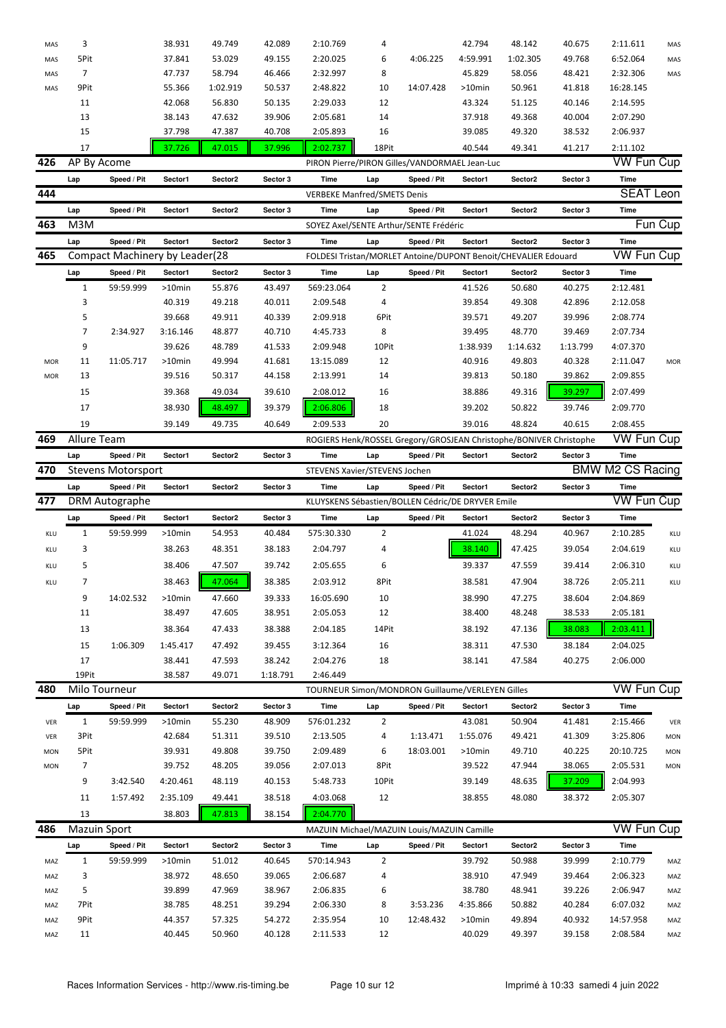| | Lap | Speed / Pit | Sector1 | Sector2 | Sector 3 | Time | Lap | Speed / Pit | Sector1 | Sector2 | Sector 3 | Time | |
|---|---|---|---|---|---|---|---|---|---|---|---|---|---|
| MAS | 3 | | 38.931 | 49.749 | 42.089 | 2:10.769 | 4 | | 42.794 | 48.142 | 40.675 | 2:11.611 | MAS |
| MAS | 5Pit | | 37.841 | 53.029 | 49.155 | 2:20.025 | 6 | 4:06.225 | 4:59.991 | 1:02.305 | 49.768 | 6:52.064 | MAS |
| MAS | 7 | | 47.737 | 58.794 | 46.466 | 2:32.997 | 8 | | 45.829 | 58.056 | 48.421 | 2:32.306 | MAS |
| MAS | 9Pit | | 55.366 | 1:02.919 | 50.537 | 2:48.822 | 10 | 14:07.428 | >10min | 50.961 | 41.818 | 16:28.145 | |
| | 11 | | 42.068 | 56.830 | 50.135 | 2:29.033 | 12 | | 43.324 | 51.125 | 40.146 | 2:14.595 | |
| | 13 | | 38.143 | 47.632 | 39.906 | 2:05.681 | 14 | | 37.918 | 49.368 | 40.004 | 2:07.290 | |
| | 15 | | 37.798 | 47.387 | 40.708 | 2:05.893 | 16 | | 39.085 | 49.320 | 38.532 | 2:06.937 | |
| | 17 | | 37.726 | 47.015 | 37.996 | 2:02.737 | 18Pit | | 40.544 | 49.341 | 41.217 | 2:11.102 | |

**426** AP By Acome — PIRON Pierre/PIRON Gilles/VANDORMAEL Jean-Luc — VW Fun Cup

| Lap | Speed / Pit | Sector1 | Sector2 | Sector 3 | Time | Lap | Speed / Pit | Sector1 | Sector2 | Sector 3 | Time |
|---|---|---|---|---|---|---|---|---|---|---|---|

**444** — VERBEKE Manfred/SMETS Denis — SEAT Leon

| Lap | Speed / Pit | Sector1 | Sector2 | Sector 3 | Time | Lap | Speed / Pit | Sector1 | Sector2 | Sector 3 | Time |
|---|---|---|---|---|---|---|---|---|---|---|---|

**463** M3M — SOYEZ Axel/SENTE Arthur/SENTE Frédéric — Fun Cup

| Lap | Speed / Pit | Sector1 | Sector2 | Sector 3 | Time | Lap | Speed / Pit | Sector1 | Sector2 | Sector 3 | Time |
|---|---|---|---|---|---|---|---|---|---|---|---|

**465** Compact Machinery by Leader(28 — FOLDESI Tristan/MORLET Antoine/DUPONT Benoit/CHEVALIER Edouard — VW Fun Cup

| | Lap | Speed / Pit | Sector1 | Sector2 | Sector 3 | Time | Lap | Speed / Pit | Sector1 | Sector2 | Sector 3 | Time | |
|---|---|---|---|---|---|---|---|---|---|---|---|---|---|
| | 1 | 59:59.999 | >10min | 55.876 | 43.497 | 569:23.064 | 2 | | 41.526 | 50.680 | 40.275 | 2:12.481 | |
| | 3 | | 40.319 | 49.218 | 40.011 | 2:09.548 | 4 | | 39.854 | 49.308 | 42.896 | 2:12.058 | |
| | 5 | | 39.668 | 49.911 | 40.339 | 2:09.918 | 6Pit | | 39.571 | 49.207 | 39.996 | 2:08.774 | |
| | 7 | 2:34.927 | 3:16.146 | 48.877 | 40.710 | 4:45.733 | 8 | | 39.495 | 48.770 | 39.469 | 2:07.734 | |
| | 9 | | 39.626 | 48.789 | 41.533 | 2:09.948 | 10Pit | | 1:38.939 | 1:14.632 | 1:13.799 | 4:07.370 | |
| MOR | 11 | 11:05.717 | >10min | 49.994 | 41.681 | 13:15.089 | 12 | | 40.916 | 49.803 | 40.328 | 2:11.047 | MOR |
| MOR | 13 | | 39.516 | 50.317 | 44.158 | 2:13.991 | 14 | | 39.813 | 50.180 | 39.862 | 2:09.855 | |
| | 15 | | 39.368 | 49.034 | 39.610 | 2:08.012 | 16 | | 38.886 | 49.316 | 39.297 | 2:07.499 | |
| | 17 | | 38.930 | 48.497 | 39.379 | 2:06.806 | 18 | | 39.202 | 50.822 | 39.746 | 2:09.770 | |
| | 19 | | 39.149 | 49.735 | 40.649 | 2:09.533 | 20 | | 39.016 | 48.824 | 40.615 | 2:08.455 | |

**469** Allure Team — ROGIERS Henk/ROSSEL Gregory/GROSJEAN Christophe/BONIVER Christophe — VW Fun Cup

| Lap | Speed / Pit | Sector1 | Sector2 | Sector 3 | Time | Lap | Speed / Pit | Sector1 | Sector2 | Sector 3 | Time |
|---|---|---|---|---|---|---|---|---|---|---|---|

**470** Stevens Motorsport — STEVENS Xavier/STEVENS Jochen — BMW M2 CS Racing

| Lap | Speed / Pit | Sector1 | Sector2 | Sector 3 | Time | Lap | Speed / Pit | Sector1 | Sector2 | Sector 3 | Time |
|---|---|---|---|---|---|---|---|---|---|---|---|

**477** DRM Autographe — KLUYSKENS Sébastien/BOLLEN Cédric/DE DRYVER Emile — VW Fun Cup

| | Lap | Speed / Pit | Sector1 | Sector2 | Sector 3 | Time | Lap | Speed / Pit | Sector1 | Sector2 | Sector 3 | Time | |
|---|---|---|---|---|---|---|---|---|---|---|---|---|---|
| KLU | 1 | 59:59.999 | >10min | 54.953 | 40.484 | 575:30.330 | 2 | | 41.024 | 48.294 | 40.967 | 2:10.285 | KLU |
| KLU | 3 | | 38.263 | 48.351 | 38.183 | 2:04.797 | 4 | | 38.140 | 47.425 | 39.054 | 2:04.619 | KLU |
| KLU | 5 | | 38.406 | 47.507 | 39.742 | 2:05.655 | 6 | | 39.337 | 47.559 | 39.414 | 2:06.310 | KLU |
| KLU | 7 | | 38.463 | 47.064 | 38.385 | 2:03.912 | 8Pit | | 38.581 | 47.904 | 38.726 | 2:05.211 | KLU |
| | 9 | 14:02.532 | >10min | 47.660 | 39.333 | 16:05.690 | 10 | | 38.990 | 47.275 | 38.604 | 2:04.869 | |
| | 11 | | 38.497 | 47.605 | 38.951 | 2:05.053 | 12 | | 38.400 | 48.248 | 38.533 | 2:05.181 | |
| | 13 | | 38.364 | 47.433 | 38.388 | 2:04.185 | 14Pit | | 38.192 | 47.136 | 38.083 | 2:03.411 | |
| | 15 | 1:06.309 | 1:45.417 | 47.492 | 39.455 | 3:12.364 | 16 | | 38.311 | 47.530 | 38.184 | 2:04.025 | |
| | 17 | | 38.441 | 47.593 | 38.242 | 2:04.276 | 18 | | 38.141 | 47.584 | 40.275 | 2:06.000 | |
| | 19Pit | | 38.587 | 49.071 | 1:18.791 | 2:46.449 | | | | | | | |

**480** Milo Tourneur — TOURNEUR Simon/MONDRON Guillaume/VERLEYEN Gilles — VW Fun Cup

| | Lap | Speed / Pit | Sector1 | Sector2 | Sector 3 | Time | Lap | Speed / Pit | Sector1 | Sector2 | Sector 3 | Time | |
|---|---|---|---|---|---|---|---|---|---|---|---|---|---|
| VER | 1 | 59:59.999 | >10min | 55.230 | 48.909 | 576:01.232 | 2 | | 43.081 | 50.904 | 41.481 | 2:15.466 | VER |
| VER | 3Pit | | 42.684 | 51.311 | 39.510 | 2:13.505 | 4 | 1:13.471 | 1:55.076 | 49.421 | 41.309 | 3:25.806 | MON |
| MON | 5Pit | | 39.931 | 49.808 | 39.750 | 2:09.489 | 6 | 18:03.001 | >10min | 49.710 | 40.225 | 20:10.725 | MON |
| MON | 7 | | 39.752 | 48.205 | 39.056 | 2:07.013 | 8Pit | | 39.522 | 47.944 | 38.065 | 2:05.531 | MON |
| | 9 | 3:42.540 | 4:20.461 | 48.119 | 40.153 | 5:48.733 | 10Pit | | 39.149 | 48.635 | 37.209 | 2:04.993 | |
| | 11 | 1:57.492 | 2:35.109 | 49.441 | 38.518 | 4:03.068 | 12 | | 38.855 | 48.080 | 38.372 | 2:05.307 | |
| | 13 | | 38.803 | 47.813 | 38.154 | 2:04.770 | | | | | | | |

**486** Mazuin Sport — MAZUIN Michael/MAZUIN Louis/MAZUIN Camille — VW Fun Cup

| | Lap | Speed / Pit | Sector1 | Sector2 | Sector 3 | Time | Lap | Speed / Pit | Sector1 | Sector2 | Sector 3 | Time | |
|---|---|---|---|---|---|---|---|---|---|---|---|---|---|
| MAZ | 1 | 59:59.999 | >10min | 51.012 | 40.645 | 570:14.943 | 2 | | 39.792 | 50.988 | 39.999 | 2:10.779 | MAZ |
| MAZ | 3 | | 38.972 | 48.650 | 39.065 | 2:06.687 | 4 | | 38.910 | 47.949 | 39.464 | 2:06.323 | MAZ |
| MAZ | 5 | | 39.899 | 47.969 | 38.967 | 2:06.835 | 6 | | 38.780 | 48.941 | 39.226 | 2:06.947 | MAZ |
| MAZ | 7Pit | | 38.785 | 48.251 | 39.294 | 2:06.330 | 8 | 3:53.236 | 4:35.866 | 50.882 | 40.284 | 6:07.032 | MAZ |
| MAZ | 9Pit | | 44.357 | 57.325 | 54.272 | 2:35.954 | 10 | 12:48.432 | >10min | 49.894 | 40.932 | 14:57.958 | MAZ |
| MAZ | 11 | | 40.445 | 50.960 | 40.128 | 2:11.533 | 12 | | 40.029 | 49.397 | 39.158 | 2:08.584 | MAZ |

Races Information Services - http://www.ris-timing.be — Imprimé à 10:33 samedi 4 juin 2022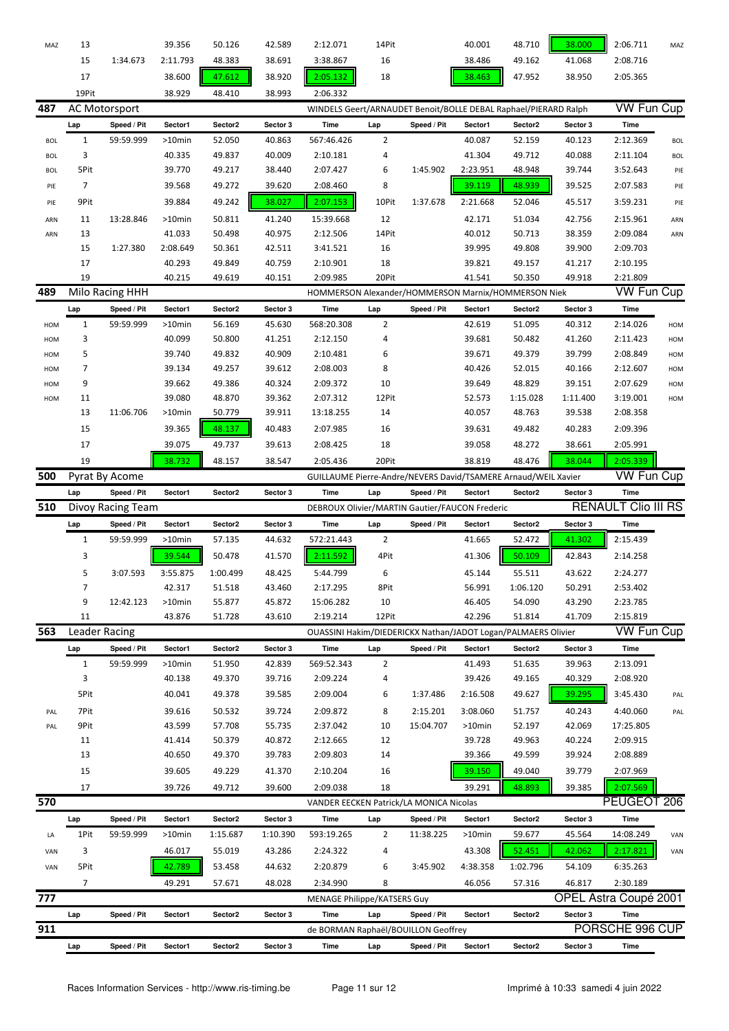| | Lap | Speed / Pit | Sector1 | Sector2 | Sector 3 | Time | Lap | Speed / Pit | Sector1 | Sector2 | Sector 3 | Time | |
|---|---|---|---|---|---|---|---|---|---|---|---|---|---|
| MAZ | 13 | | 39.356 | 50.126 | 42.589 | 2:12.071 | 14Pit | | 40.001 | 48.710 | 38.000 | 2:06.711 | MAZ |
| | 15 | 1:34.673 | 2:11.793 | 48.383 | 38.691 | 3:38.867 | 16 | | 38.486 | 49.162 | 41.068 | 2:08.716 | |
| | 17 | | 38.600 | 47.612 | 38.920 | 2:05.132 | 18 | | 38.463 | 47.952 | 38.950 | 2:05.365 | |
| | 19Pit | | 38.929 | 48.410 | 38.993 | 2:06.332 | | | | | | | |

## 487 AC Motorsport — WINDELS Geert/ARNAUDET Benoit/BOLLE DEBAL Raphael/PIERARD Ralph — VW Fun Cup

| | Lap | Speed / Pit | Sector1 | Sector2 | Sector 3 | Time | Lap | Speed / Pit | Sector1 | Sector2 | Sector 3 | Time | |
|---|---|---|---|---|---|---|---|---|---|---|---|---|---|
| BOL | 1 | 59:59.999 | >10min | 52.050 | 40.863 | 567:46.426 | 2 | | 40.087 | 52.159 | 40.123 | 2:12.369 | BOL |
| BOL | 3 | | 40.335 | 49.837 | 40.009 | 2:10.181 | 4 | | 41.304 | 49.712 | 40.088 | 2:11.104 | BOL |
| BOL | 5Pit | | 39.770 | 49.217 | 38.440 | 2:07.427 | 6 | 1:45.902 | 2:23.951 | 48.948 | 39.744 | 3:52.643 | PIE |
| PIE | 7 | | 39.568 | 49.272 | 39.620 | 2:08.460 | 8 | | 39.119 | 48.939 | 39.525 | 2:07.583 | PIE |
| PIE | 9Pit | | 39.884 | 49.242 | 38.027 | 2:07.153 | 10Pit | 1:37.678 | 2:21.668 | 52.046 | 45.517 | 3:59.231 | PIE |
| ARN | 11 | 13:28.846 | >10min | 50.811 | 41.240 | 15:39.668 | 12 | | 42.171 | 51.034 | 42.756 | 2:15.961 | ARN |
| ARN | 13 | | 41.033 | 50.498 | 40.975 | 2:12.506 | 14Pit | | 40.012 | 50.713 | 38.359 | 2:09.084 | ARN |
| | 15 | 1:27.380 | 2:08.649 | 50.361 | 42.511 | 3:41.521 | 16 | | 39.995 | 49.808 | 39.900 | 2:09.703 | |
| | 17 | | 40.293 | 49.849 | 40.759 | 2:10.901 | 18 | | 39.821 | 49.157 | 41.217 | 2:10.195 | |
| | 19 | | 40.215 | 49.619 | 40.151 | 2:09.985 | 20Pit | | 41.541 | 50.350 | 49.918 | 2:21.809 | |

## 489 Milo Racing HHH — HOMMERSON Alexander/HOMMERSON Marnix/HOMMERSON Niek — VW Fun Cup

| | Lap | Speed / Pit | Sector1 | Sector2 | Sector 3 | Time | Lap | Speed / Pit | Sector1 | Sector2 | Sector 3 | Time | |
|---|---|---|---|---|---|---|---|---|---|---|---|---|---|
| HOM | 1 | 59:59.999 | >10min | 56.169 | 45.630 | 568:20.308 | 2 | | 42.619 | 51.095 | 40.312 | 2:14.026 | HOM |
| HOM | 3 | | 40.099 | 50.800 | 41.251 | 2:12.150 | 4 | | 39.681 | 50.482 | 41.260 | 2:11.423 | HOM |
| HOM | 5 | | 39.740 | 49.832 | 40.909 | 2:10.481 | 6 | | 39.671 | 49.379 | 39.799 | 2:08.849 | HOM |
| HOM | 7 | | 39.134 | 49.257 | 39.612 | 2:08.003 | 8 | | 40.426 | 52.015 | 40.166 | 2:12.607 | HOM |
| HOM | 9 | | 39.662 | 49.386 | 40.324 | 2:09.372 | 10 | | 39.649 | 48.829 | 39.151 | 2:07.629 | HOM |
| HOM | 11 | | 39.080 | 48.870 | 39.362 | 2:07.312 | 12Pit | | 52.573 | 1:15.028 | 1:11.400 | 3:19.001 | HOM |
| | 13 | 11:06.706 | >10min | 50.779 | 39.911 | 13:18.255 | 14 | | 40.057 | 48.763 | 39.538 | 2:08.358 | |
| | 15 | | 39.365 | 48.137 | 40.483 | 2:07.985 | 16 | | 39.631 | 49.482 | 40.283 | 2:09.396 | |
| | 17 | | 39.075 | 49.737 | 39.613 | 2:08.425 | 18 | | 39.058 | 48.272 | 38.661 | 2:05.991 | |
| | 19 | | 38.732 | 48.157 | 38.547 | 2:05.436 | 20Pit | | 38.819 | 48.476 | 38.044 | 2:05.339 | |

## 500 Pyrat By Acome — GUILLAUME Pierre-Andre/NEVERS David/TSAMERE Arnaud/WEIL Xavier — VW Fun Cup

| Lap | Speed / Pit | Sector1 | Sector2 | Sector 3 | Time | Lap | Speed / Pit | Sector1 | Sector2 | Sector 3 | Time |
|---|---|---|---|---|---|---|---|---|---|---|---|

## 510 Divoy Racing Team — DEBROUX Olivier/MARTIN Gautier/FAUCON Frederic — RENAULT Clio III RS

| | Lap | Speed / Pit | Sector1 | Sector2 | Sector 3 | Time | Lap | Speed / Pit | Sector1 | Sector2 | Sector 3 | Time | |
|---|---|---|---|---|---|---|---|---|---|---|---|---|---|
| | 1 | 59:59.999 | >10min | 57.135 | 44.632 | 572:21.443 | 2 | | 41.665 | 52.472 | 41.302 | 2:15.439 | |
| | 3 | | 39.544 | 50.478 | 41.570 | 2:11.592 | 4Pit | | 41.306 | 50.109 | 42.843 | 2:14.258 | |
| | 5 | 3:07.593 | 3:55.875 | 1:00.499 | 48.425 | 5:44.799 | 6 | | 45.144 | 55.511 | 43.622 | 2:24.277 | |
| | 7 | | 42.317 | 51.518 | 43.460 | 2:17.295 | 8Pit | | 56.991 | 1:06.120 | 50.291 | 2:53.402 | |
| | 9 | 12:42.123 | >10min | 55.877 | 45.872 | 15:06.282 | 10 | | 46.405 | 54.090 | 43.290 | 2:23.785 | |
| | 11 | | 43.876 | 51.728 | 43.610 | 2:19.214 | 12Pit | | 42.296 | 51.814 | 41.709 | 2:15.819 | |

## 563 Leader Racing — OUASSINI Hakim/DIEDERICKX Nathan/JADOT Logan/PALMAERS Olivier — VW Fun Cup

| | Lap | Speed / Pit | Sector1 | Sector2 | Sector 3 | Time | Lap | Speed / Pit | Sector1 | Sector2 | Sector 3 | Time | |
|---|---|---|---|---|---|---|---|---|---|---|---|---|---|
| | 1 | 59:59.999 | >10min | 51.950 | 42.839 | 569:52.343 | 2 | | 41.493 | 51.635 | 39.963 | 2:13.091 | |
| | 3 | | 40.138 | 49.370 | 39.716 | 2:09.224 | 4 | | 39.426 | 49.165 | 40.329 | 2:08.920 | |
| | 5Pit | | 40.041 | 49.378 | 39.585 | 2:09.004 | 6 | 1:37.486 | 2:16.508 | 49.627 | 39.295 | 3:45.430 | PAL |
| PAL | 7Pit | | 39.616 | 50.532 | 39.724 | 2:09.872 | 8 | 2:15.201 | 3:08.060 | 51.757 | 40.243 | 4:40.060 | PAL |
| PAL | 9Pit | | 43.599 | 57.708 | 55.735 | 2:37.042 | 10 | 15:04.707 | >10min | 52.197 | 42.069 | 17:25.805 | |
| | 11 | | 41.414 | 50.379 | 40.872 | 2:12.665 | 12 | | 39.728 | 49.963 | 40.224 | 2:09.915 | |
| | 13 | | 40.650 | 49.370 | 39.783 | 2:09.803 | 14 | | 39.366 | 49.599 | 39.924 | 2:08.889 | |
| | 15 | | 39.605 | 49.229 | 41.370 | 2:10.204 | 16 | | 39.150 | 49.040 | 39.779 | 2:07.969 | |
| | 17 | | 39.726 | 49.712 | 39.600 | 2:09.038 | 18 | | 39.291 | 48.893 | 39.385 | 2:07.569 | |

## 570 — VANDER EECKEN Patrick/LA MONICA Nicolas — PEUGEOT 206

| | Lap | Speed / Pit | Sector1 | Sector2 | Sector 3 | Time | Lap | Speed / Pit | Sector1 | Sector2 | Sector 3 | Time | |
|---|---|---|---|---|---|---|---|---|---|---|---|---|---|
| LA | 1Pit | 59:59.999 | >10min | 1:15.687 | 1:10.390 | 593:19.265 | 2 | 11:38.225 | >10min | 59.677 | 45.564 | 14:08.249 | VAN |
| VAN | 3 | | 46.017 | 55.019 | 43.286 | 2:24.322 | 4 | | 43.308 | 52.451 | 42.062 | 2:17.821 | VAN |
| VAN | 5Pit | | 42.789 | 53.458 | 44.632 | 2:20.879 | 6 | 3:45.902 | 4:38.358 | 1:02.796 | 54.109 | 6:35.263 | |
| | 7 | | 49.291 | 57.671 | 48.028 | 2:34.990 | 8 | | 46.056 | 57.316 | 46.817 | 2:30.189 | |

## 777 — MENAGE Philippe/KATSERS Guy — OPEL Astra Coupé 2001

| Lap | Speed / Pit | Sector1 | Sector2 | Sector 3 | Time | Lap | Speed / Pit | Sector1 | Sector2 | Sector 3 | Time |
|---|---|---|---|---|---|---|---|---|---|---|---|

## 911 — de BORMAN Raphaël/BOUILLON Geoffrey — PORSCHE 996 CUP

| Lap | Speed / Pit | Sector1 | Sector2 | Sector 3 | Time | Lap | Speed / Pit | Sector1 | Sector2 | Sector 3 | Time |
|---|---|---|---|---|---|---|---|---|---|---|---|

Races Information Services - http://www.ris-timing.be — Imprimé à 10:33 samedi 4 juin 2022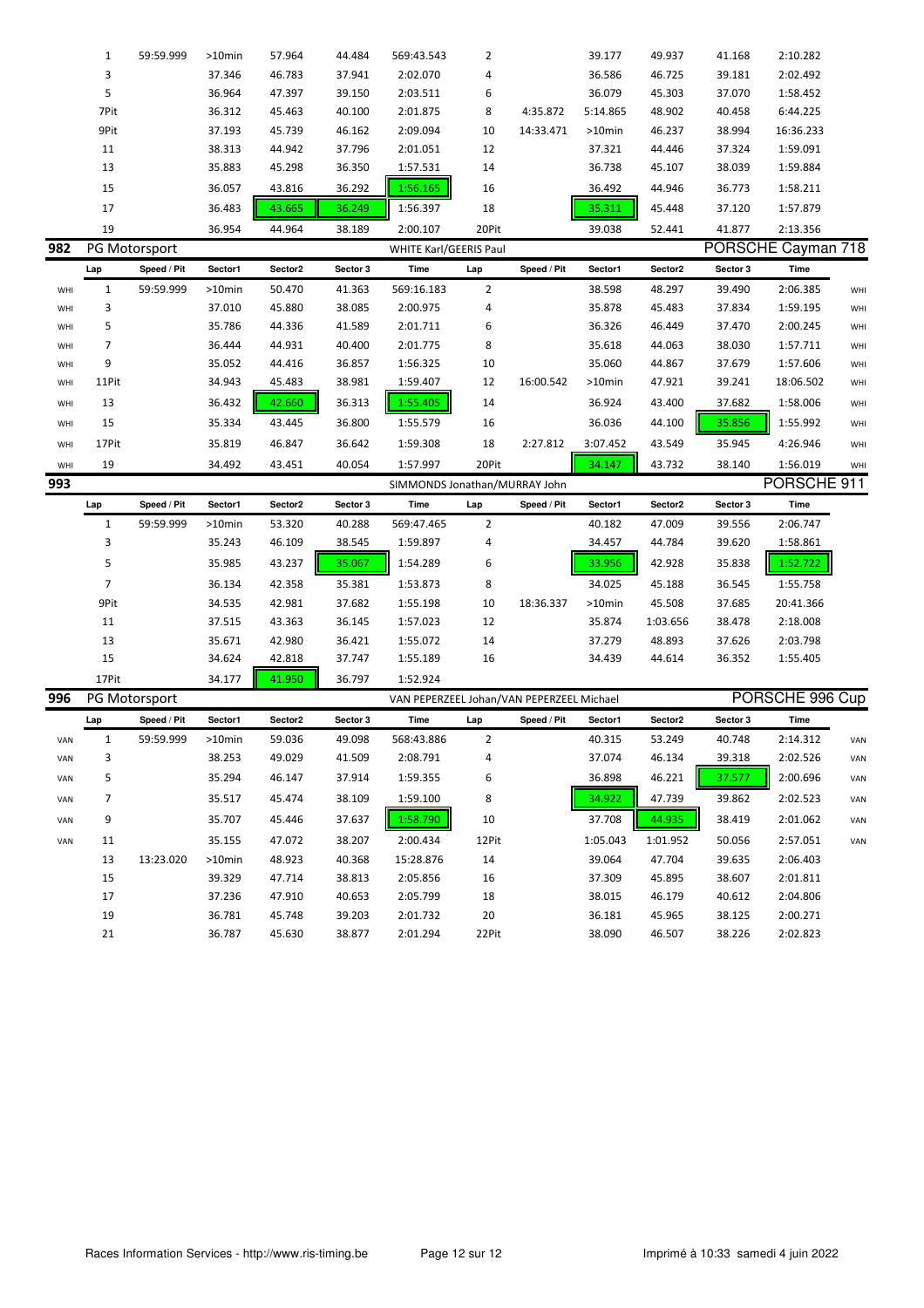| | | | | | | | | | | | | | |
|---|---|---|---|---|---|---|---|---|---|---|---|---|---|
| | 1 | 59:59.999 | >10min | 57.964 | 44.484 | 569:43.543 | 2 | | 39.177 | 49.937 | 41.168 | 2:10.282 | |
| | 3 | | 37.346 | 46.783 | 37.941 | 2:02.070 | 4 | | 36.586 | 46.725 | 39.181 | 2:02.492 | |
| | 5 | | 36.964 | 47.397 | 39.150 | 2:03.511 | 6 | | 36.079 | 45.303 | 37.070 | 1:58.452 | |
| | 7Pit | | 36.312 | 45.463 | 40.100 | 2:01.875 | 8 | 4:35.872 | 5:14.865 | 48.902 | 40.458 | 6:44.225 | |
| | 9Pit | | 37.193 | 45.739 | 46.162 | 2:09.094 | 10 | 14:33.471 | >10min | 46.237 | 38.994 | 16:36.233 | |
| | 11 | | 38.313 | 44.942 | 37.796 | 2:01.051 | 12 | | 37.321 | 44.446 | 37.324 | 1:59.091 | |
| | 13 | | 35.883 | 45.298 | 36.350 | 1:57.531 | 14 | | 36.738 | 45.107 | 38.039 | 1:59.884 | |
| | 15 | | 36.057 | 43.816 | 36.292 | 1:56.165 | 16 | | 36.492 | 44.946 | 36.773 | 1:58.211 | |
| | 17 | | 36.483 | 43.665 | 36.249 | 1:56.397 | 18 | | 35.311 | 45.448 | 37.120 | 1:57.879 | |
| | 19 | | 36.954 | 44.964 | 38.189 | 2:00.107 | 20Pit | | 39.038 | 52.441 | 41.877 | 2:13.356 | |

## 982 PG Motorsport — WHITE Karl/GEERIS Paul — PORSCHE Cayman 718

| | Lap | Speed / Pit | Sector1 | Sector2 | Sector 3 | Time | Lap | Speed / Pit | Sector1 | Sector2 | Sector 3 | Time | |
|---|---|---|---|---|---|---|---|---|---|---|---|---|---|
| WHI | 1 | 59:59.999 | >10min | 50.470 | 41.363 | 569:16.183 | 2 | | 38.598 | 48.297 | 39.490 | 2:06.385 | WHI |
| WHI | 3 | | 37.010 | 45.880 | 38.085 | 2:00.975 | 4 | | 35.878 | 45.483 | 37.834 | 1:59.195 | WHI |
| WHI | 5 | | 35.786 | 44.336 | 41.589 | 2:01.711 | 6 | | 36.326 | 46.449 | 37.470 | 2:00.245 | WHI |
| WHI | 7 | | 36.444 | 44.931 | 40.400 | 2:01.775 | 8 | | 35.618 | 44.063 | 38.030 | 1:57.711 | WHI |
| WHI | 9 | | 35.052 | 44.416 | 36.857 | 1:56.325 | 10 | | 35.060 | 44.867 | 37.679 | 1:57.606 | WHI |
| WHI | 11Pit | | 34.943 | 45.483 | 38.981 | 1:59.407 | 12 | 16:00.542 | >10min | 47.921 | 39.241 | 18:06.502 | WHI |
| WHI | 13 | | 36.432 | 42.660 | 36.313 | 1:55.405 | 14 | | 36.924 | 43.400 | 37.682 | 1:58.006 | WHI |
| WHI | 15 | | 35.334 | 43.445 | 36.800 | 1:55.579 | 16 | | 36.036 | 44.100 | 35.856 | 1:55.992 | WHI |
| WHI | 17Pit | | 35.819 | 46.847 | 36.642 | 1:59.308 | 18 | 2:27.812 | 3:07.452 | 43.549 | 35.945 | 4:26.946 | WHI |
| WHI | 19 | | 34.492 | 43.451 | 40.054 | 1:57.997 | 20Pit | | 34.147 | 43.732 | 38.140 | 1:56.019 | WHI |

## 993 — SIMMONDS Jonathan/MURRAY John — PORSCHE 911

| | Lap | Speed / Pit | Sector1 | Sector2 | Sector 3 | Time | Lap | Speed / Pit | Sector1 | Sector2 | Sector 3 | Time | |
|---|---|---|---|---|---|---|---|---|---|---|---|---|---|
| | 1 | 59:59.999 | >10min | 53.320 | 40.288 | 569:47.465 | 2 | | 40.182 | 47.009 | 39.556 | 2:06.747 | |
| | 3 | | 35.243 | 46.109 | 38.545 | 1:59.897 | 4 | | 34.457 | 44.784 | 39.620 | 1:58.861 | |
| | 5 | | 35.985 | 43.237 | 35.067 | 1:54.289 | 6 | | 33.956 | 42.928 | 35.838 | 1:52.722 | |
| | 7 | | 36.134 | 42.358 | 35.381 | 1:53.873 | 8 | | 34.025 | 45.188 | 36.545 | 1:55.758 | |
| | 9Pit | | 34.535 | 42.981 | 37.682 | 1:55.198 | 10 | 18:36.337 | >10min | 45.508 | 37.685 | 20:41.366 | |
| | 11 | | 37.515 | 43.363 | 36.145 | 1:57.023 | 12 | | 35.874 | 1:03.656 | 38.478 | 2:18.008 | |
| | 13 | | 35.671 | 42.980 | 36.421 | 1:55.072 | 14 | | 37.279 | 48.893 | 37.626 | 2:03.798 | |
| | 15 | | 34.624 | 42.818 | 37.747 | 1:55.189 | 16 | | 34.439 | 44.614 | 36.352 | 1:55.405 | |
| | 17Pit | | 34.177 | 41.950 | 36.797 | 1:52.924 | | | | | | | |

## 996 PG Motorsport — VAN PEPERZEEL Johan/VAN PEPERZEEL Michael — PORSCHE 996 Cup

| | Lap | Speed / Pit | Sector1 | Sector2 | Sector 3 | Time | Lap | Speed / Pit | Sector1 | Sector2 | Sector 3 | Time | |
|---|---|---|---|---|---|---|---|---|---|---|---|---|---|
| VAN | 1 | 59:59.999 | >10min | 59.036 | 49.098 | 568:43.886 | 2 | | 40.315 | 53.249 | 40.748 | 2:14.312 | VAN |
| VAN | 3 | | 38.253 | 49.029 | 41.509 | 2:08.791 | 4 | | 37.074 | 46.134 | 39.318 | 2:02.526 | VAN |
| VAN | 5 | | 35.294 | 46.147 | 37.914 | 1:59.355 | 6 | | 36.898 | 46.221 | 37.577 | 2:00.696 | VAN |
| VAN | 7 | | 35.517 | 45.474 | 38.109 | 1:59.100 | 8 | | 34.922 | 47.739 | 39.862 | 2:02.523 | VAN |
| VAN | 9 | | 35.707 | 45.446 | 37.637 | 1:58.790 | 10 | | 37.708 | 44.935 | 38.419 | 2:01.062 | VAN |
| VAN | 11 | | 35.155 | 47.072 | 38.207 | 2:00.434 | 12Pit | | 1:05.043 | 1:01.952 | 50.056 | 2:57.051 | VAN |
| | 13 | 13:23.020 | >10min | 48.923 | 40.368 | 15:28.876 | 14 | | 39.064 | 47.704 | 39.635 | 2:06.403 | |
| | 15 | | 39.329 | 47.714 | 38.813 | 2:05.856 | 16 | | 37.309 | 45.895 | 38.607 | 2:01.811 | |
| | 17 | | 37.236 | 47.910 | 40.653 | 2:05.799 | 18 | | 38.015 | 46.179 | 40.612 | 2:04.806 | |
| | 19 | | 36.781 | 45.748 | 39.203 | 2:01.732 | 20 | | 36.181 | 45.965 | 38.125 | 2:00.271 | |
| | 21 | | 36.787 | 45.630 | 38.877 | 2:01.294 | 22Pit | | 38.090 | 46.507 | 38.226 | 2:02.823 | |

Races Information Services - http://www.ris-timing.be

Imprimé à 10:33 samedi 4 juin 2022